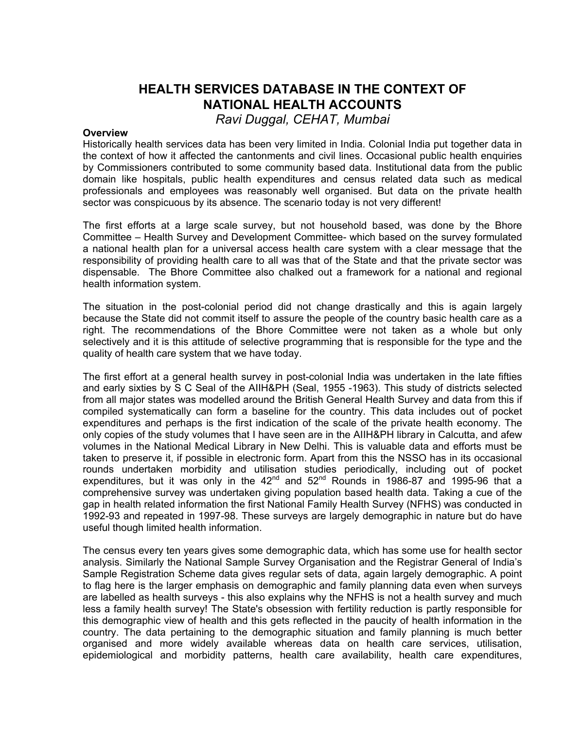# HEALTH SERVICES DATABASE IN THE CONTEXT OF NATIONAL HEALTH ACCOUNTS

*Ravi Duggal, CEHAT, Mumbai*

## Overview

Historically health services data has been very limited in India. Colonial India put together data in the context of how it affected the cantonments and civil lines. Occasional public health enquiries by Commissioners contributed to some community based data. Institutional data from the public domain like hospitals, public health expenditures and census related data such as medical professionals and employees was reasonably well organised. But data on the private health sector was conspicuous by its absence. The scenario today is not very different!

The first efforts at a large scale survey, but not household based, was done by the Bhore Committee – Health Survey and Development Committee- which based on the survey formulated a national health plan for a universal access health care system with a clear message that the responsibility of providing health care to all was that of the State and that the private sector was dispensable. The Bhore Committee also chalked out a framework for a national and regional health information system.

The situation in the post-colonial period did not change drastically and this is again largely because the State did not commit itself to assure the people of the country basic health care as a right. The recommendations of the Bhore Committee were not taken as a whole but only selectively and it is this attitude of selective programming that is responsible for the type and the quality of health care system that we have today.

The first effort at a general health survey in post-colonial India was undertaken in the late fifties and early sixties by S C Seal of the AIIH&PH (Seal, 1955 -1963). This study of districts selected from all major states was modelled around the British General Health Survey and data from this if compiled systematically can form a baseline for the country. This data includes out of pocket expenditures and perhaps is the first indication of the scale of the private health economy. The only copies of the study volumes that I have seen are in the AIIH&PH library in Calcutta, and afew volumes in the National Medical Library in New Delhi. This is valuable data and efforts must be taken to preserve it, if possible in electronic form. Apart from this the NSSO has in its occasional rounds undertaken morbidity and utilisation studies periodically, including out of pocket expenditures, but it was only in the 42nd and 52nd Rounds in 1986-87 and 1995-96 that a comprehensive survey was undertaken giving population based health data. Taking a cue of the gap in health related information the first National Family Health Survey (NFHS) was conducted in 1992-93 and repeated in 1997-98. These surveys are largely demographic in nature but do have useful though limited health information.

The census every ten years gives some demographic data, which has some use for health sector analysis. Similarly the National Sample Survey Organisation and the Registrar General of India's Sample Registration Scheme data gives regular sets of data, again largely demographic. A point to flag here is the larger emphasis on demographic and family planning data even when surveys are labelled as health surveys - this also explains why the NFHS is not a health survey and much less a family health survey! The State's obsession with fertility reduction is partly responsible for this demographic view of health and this gets reflected in the paucity of health information in the country. The data pertaining to the demographic situation and family planning is much better organised and more widely available whereas data on health care services, utilisation, epidemiological and morbidity patterns, health care availability, health care expenditures,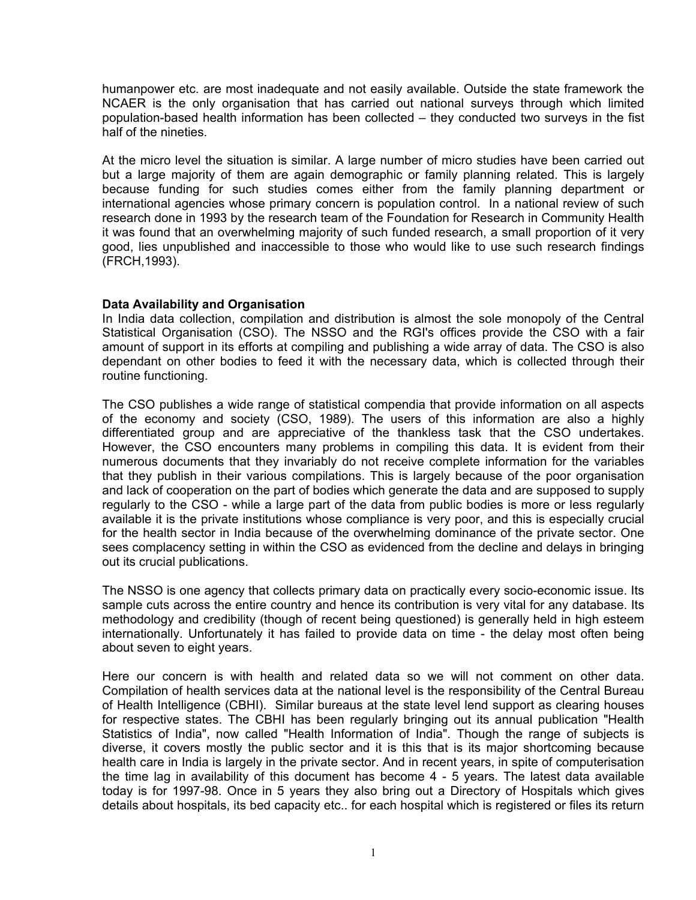humanpower etc. are most inadequate and not easily available. Outside the state framework the NCAER is the only organisation that has carried out national surveys through which limited population-based health information has been collected – they conducted two surveys in the fist half of the nineties.

At the micro level the situation is similar. A large number of micro studies have been carried out but a large majority of them are again demographic or family planning related. This is largely because funding for such studies comes either from the family planning department or international agencies whose primary concern is population control. In a national review of such research done in 1993 by the research team of the Foundation for Research in Community Health it was found that an overwhelming majority of such funded research, a small proportion of it very good, lies unpublished and inaccessible to those who would like to use such research findings (FRCH,1993).

**Data Availability and Organisation**

In India data collection, compilation and distribution is almost the sole monopoly of the Central Statistical Organisation (CSO). The NSSO and the RGI's offices provide the CSO with a fair amount of support in its efforts at compiling and publishing a wide array of data. The CSO is also dependant on other bodies to feed it with the necessary data, which is collected through their routine functioning.

The CSO publishes a wide range of statistical compendia that provide information on all aspects of the economy and society (CSO, 1989). The users of this information are also a highly differentiated group and are appreciative of the thankless task that the CSO undertakes. However, the CSO encounters many problems in compiling this data. It is evident from their numerous documents that they invariably do not receive complete information for the variables that they publish in their various compilations. This is largely because of the poor organisation and lack of cooperation on the part of bodies which generate the data and are supposed to supply regularly to the CSO - while a large part of the data from public bodies is more or less regularly available it is the private institutions whose compliance is very poor, and this is especially crucial for the health sector in India because of the overwhelming dominance of the private sector. One sees complacency setting in within the CSO as evidenced from the decline and delays in bringing out its crucial publications.

The NSSO is one agency that collects primary data on practically every socio-economic issue. Its sample cuts across the entire country and hence its contribution is very vital for any database. Its methodology and credibility (though of recent being questioned) is generally held in high esteem internationally. Unfortunately it has failed to provide data on time - the delay most often being about seven to eight years.

Here our concern is with health and related data so we will not comment on other data. Compilation of health services data at the national level is the responsibility of the Central Bureau of Health Intelligence (CBHI). Similar bureaus at the state level lend support as clearing houses for respective states. The CBHI has been regularly bringing out its annual publication "Health Statistics of India", now called "Health Information of India". Though the range of subjects is diverse, it covers mostly the public sector and it is this that is its major shortcoming because health care in India is largely in the private sector. And in recent years, in spite of computerisation the time lag in availability of this document has become 4 - 5 years. The latest data available today is for 1997-98. Once in 5 years they also bring out a Directory of Hospitals which gives details about hospitals, its bed capacity etc.. for each hospital which is registered or files its return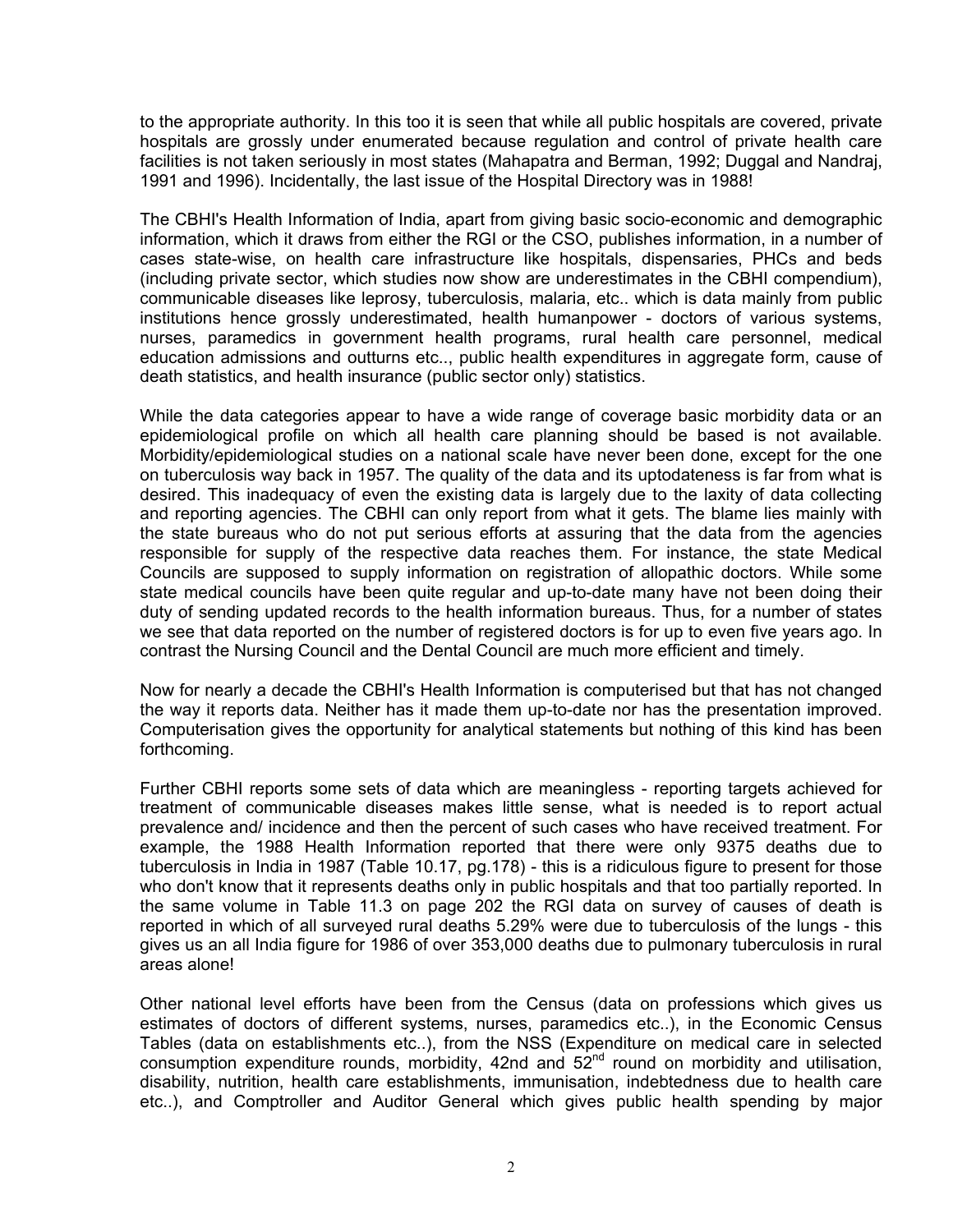to the appropriate authority. In this too it is seen that while all public hospitals are covered, private hospitals are grossly under enumerated because regulation and control of private health care facilities is not taken seriously in most states (Mahapatra and Berman, 1992; Duggal and Nandraj, 1991 and 1996). Incidentally, the last issue of the Hospital Directory was in 1988!

The CBHI's Health Information of India, apart from giving basic socio-economic and demographic information, which it draws from either the RGI or the CSO, publishes information, in a number of cases state-wise, on health care infrastructure like hospitals, dispensaries, PHCs and beds (including private sector, which studies now show are underestimates in the CBHI compendium), communicable diseases like leprosy, tuberculosis, malaria, etc.. which is data mainly from public institutions hence grossly underestimated, health humanpower - doctors of various systems, nurses, paramedics in government health programs, rural health care personnel, medical education admissions and outturns etc.., public health expenditures in aggregate form, cause of death statistics, and health insurance (public sector only) statistics.

While the data categories appear to have a wide range of coverage basic morbidity data or an epidemiological profile on which all health care planning should be based is not available. Morbidity/epidemiological studies on a national scale have never been done, except for the one on tuberculosis way back in 1957. The quality of the data and its uptodateness is far from what is desired. This inadequacy of even the existing data is largely due to the laxity of data collecting and reporting agencies. The CBHI can only report from what it gets. The blame lies mainly with the state bureaus who do not put serious efforts at assuring that the data from the agencies responsible for supply of the respective data reaches them. For instance, the state Medical Councils are supposed to supply information on registration of allopathic doctors. While some state medical councils have been quite regular and up-to-date many have not been doing their duty of sending updated records to the health information bureaus. Thus, for a number of states we see that data reported on the number of registered doctors is for up to even five years ago. In contrast the Nursing Council and the Dental Council are much more efficient and timely.

Now for nearly a decade the CBHI's Health Information is computerised but that has not changed the way it reports data. Neither has it made them up-to-date nor has the presentation improved. Computerisation gives the opportunity for analytical statements but nothing of this kind has been forthcoming.

Further CBHI reports some sets of data which are meaningless - reporting targets achieved for treatment of communicable diseases makes little sense, what is needed is to report actual prevalence and/ incidence and then the percent of such cases who have received treatment. For example, the 1988 Health Information reported that there were only 9375 deaths due to tuberculosis in India in 1987 (Table 10.17, pg.178) - this is a ridiculous figure to present for those who don't know that it represents deaths only in public hospitals and that too partially reported. In the same volume in Table 11.3 on page 202 the RGI data on survey of causes of death is reported in which of all surveyed rural deaths 5.29% were due to tuberculosis of the lungs - this gives us an all India figure for 1986 of over 353,000 deaths due to pulmonary tuberculosis in rural areas alone!

Other national level efforts have been from the Census (data on professions which gives us estimates of doctors of different systems, nurses, paramedics etc..), in the Economic Census Tables (data on establishments etc..), from the NSS (Expenditure on medical care in selected consumption expenditure rounds, morbidity, 42nd and 52nd round on morbidity and utilisation, disability, nutrition, health care establishments, immunisation, indebtedness due to health care etc..), and Comptroller and Auditor General which gives public health spending by major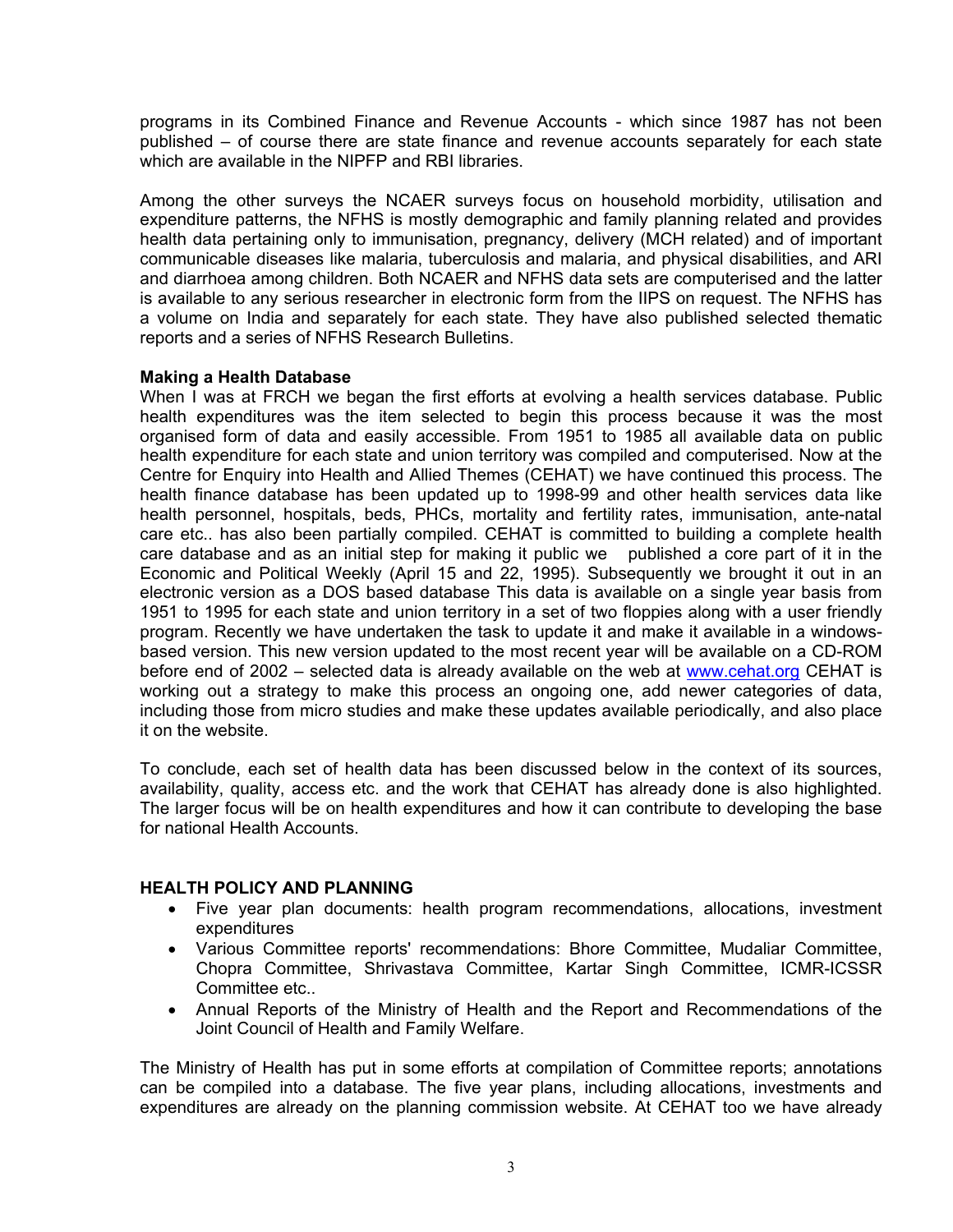programs in its Combined Finance and Revenue Accounts - which since 1987 has not been published – of course there are state finance and revenue accounts separately for each state which are available in the NIPFP and RBI libraries.

Among the other surveys the NCAER surveys focus on household morbidity, utilisation and expenditure patterns, the NFHS is mostly demographic and family planning related and provides health data pertaining only to immunisation, pregnancy, delivery (MCH related) and of important communicable diseases like malaria, tuberculosis and malaria, and physical disabilities, and ARI and diarrhoea among children. Both NCAER and NFHS data sets are computerised and the latter is available to any serious researcher in electronic form from the IIPS on request. The NFHS has a volume on India and separately for each state. They have also published selected thematic reports and a series of NFHS Research Bulletins.

**Making a Health Database**

When I was at FRCH we began the first efforts at evolving a health services database. Public health expenditures was the item selected to begin this process because it was the most organised form of data and easily accessible. From 1951 to 1985 all available data on public health expenditure for each state and union territory was compiled and computerised. Now at the Centre for Enquiry into Health and Allied Themes (CEHAT) we have continued this process. The health finance database has been updated up to 1998-99 and other health services data like health personnel, hospitals, beds, PHCs, mortality and fertility rates, immunisation, ante-natal care etc.. has also been partially compiled. CEHAT is committed to building a complete health care database and as an initial step for making it public we published a core part of it in the Economic and Political Weekly (April 15 and 22, 1995). Subsequently we brought it out in an electronic version as a DOS based database This data is available on a single year basis from 1951 to 1995 for each state and union territory in a set of two floppies along with a user friendly program. Recently we have undertaken the task to update it and make it available in a windows-based version. This new version updated to the most recent year will be available on a CD-ROM before end of 2002 – selected data is already available on the web at www.cehat.org CEHAT is working out a strategy to make this process an ongoing one, add newer categories of data, including those from micro studies and make these updates available periodically, and also place it on the website.

To conclude, each set of health data has been discussed below in the context of its sources, availability, quality, access etc. and the work that CEHAT has already done is also highlighted. The larger focus will be on health expenditures and how it can contribute to developing the base for national Health Accounts.

**HEALTH POLICY AND PLANNING**

- Five year plan documents: health program recommendations, allocations, investment expenditures
- Various Committee reports' recommendations: Bhore Committee, Mudaliar Committee, Chopra Committee, Shrivastava Committee, Kartar Singh Committee, ICMR-ICSSR Committee etc..
- Annual Reports of the Ministry of Health and the Report and Recommendations of the Joint Council of Health and Family Welfare.

The Ministry of Health has put in some efforts at compilation of Committee reports; annotations can be compiled into a database. The five year plans, including allocations, investments and expenditures are already on the planning commission website. At CEHAT too we have already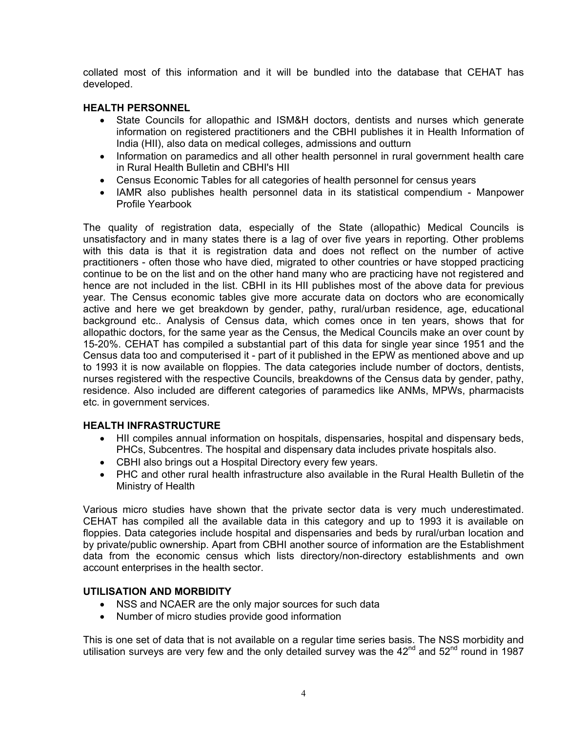collated most of this information and it will be bundled into the database that CEHAT has developed.

### HEALTH PERSONNEL

- State Councils for allopathic and ISM&H doctors, dentists and nurses which generate information on registered practitioners and the CBHI publishes it in Health Information of India (HII), also data on medical colleges, admissions and outturn
- Information on paramedics and all other health personnel in rural government health care in Rural Health Bulletin and CBHI's HII
- Census Economic Tables for all categories of health personnel for census years
- IAMR also publishes health personnel data in its statistical compendium - Manpower Profile Yearbook

The quality of registration data, especially of the State (allopathic) Medical Councils is unsatisfactory and in many states there is a lag of over five years in reporting. Other problems with this data is that it is registration data and does not reflect on the number of active practitioners - often those who have died, migrated to other countries or have stopped practicing continue to be on the list and on the other hand many who are practicing have not registered and hence are not included in the list. CBHI in its HII publishes most of the above data for previous year. The Census economic tables give more accurate data on doctors who are economically active and here we get breakdown by gender, pathy, rural/urban residence, age, educational background etc.. Analysis of Census data, which comes once in ten years, shows that for allopathic doctors, for the same year as the Census, the Medical Councils make an over count by 15-20%. CEHAT has compiled a substantial part of this data for single year since 1951 and the Census data too and computerised it - part of it published in the EPW as mentioned above and up to 1993 it is now available on floppies. The data categories include number of doctors, dentists, nurses registered with the respective Councils, breakdowns of the Census data by gender, pathy, residence. Also included are different categories of paramedics like ANMs, MPWs, pharmacists etc. in government services.

### HEALTH INFRASTRUCTURE

- HII compiles annual information on hospitals, dispensaries, hospital and dispensary beds, PHCs, Subcentres. The hospital and dispensary data includes private hospitals also.
- CBHI also brings out a Hospital Directory every few years.
- PHC and other rural health infrastructure also available in the Rural Health Bulletin of the Ministry of Health

Various micro studies have shown that the private sector data is very much underestimated. CEHAT has compiled all the available data in this category and up to 1993 it is available on floppies. Data categories include hospital and dispensaries and beds by rural/urban location and by private/public ownership. Apart from CBHI another source of information are the Establishment data from the economic census which lists directory/non-directory establishments and own account enterprises in the health sector.

### UTILISATION AND MORBIDITY

- NSS and NCAER are the only major sources for such data
- Number of micro studies provide good information

This is one set of data that is not available on a regular time series basis. The NSS morbidity and utilisation surveys are very few and the only detailed survey was the 42nd and 52nd round in 1987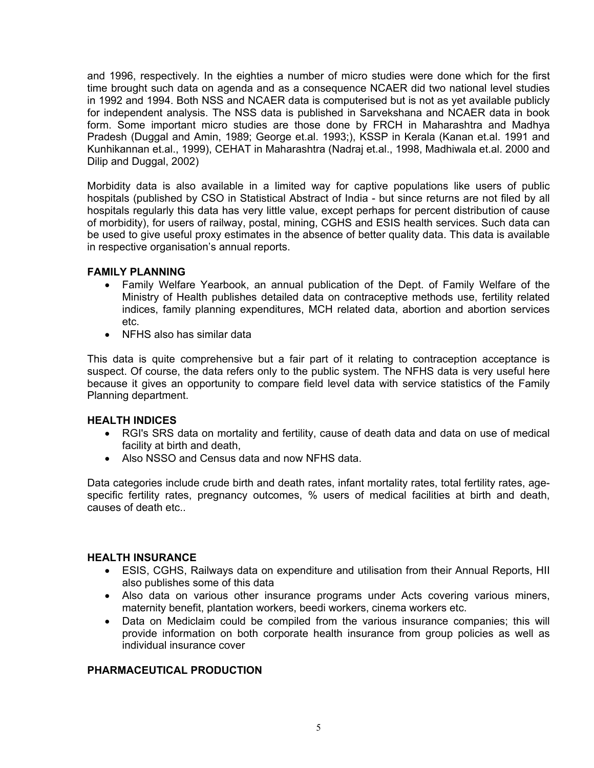and 1996, respectively. In the eighties a number of micro studies were done which for the first time brought such data on agenda and as a consequence NCAER did two national level studies in 1992 and 1994. Both NSS and NCAER data is computerised but is not as yet available publicly for independent analysis. The NSS data is published in Sarvekshana and NCAER data in book form. Some important micro studies are those done by FRCH in Maharashtra and Madhya Pradesh (Duggal and Amin, 1989; George et.al. 1993;), KSSP in Kerala (Kanan et.al. 1991 and Kunhikannan et.al., 1999), CEHAT in Maharashtra (Nadraj et.al., 1998, Madhiwala et.al. 2000 and Dilip and Duggal, 2002)

Morbidity data is also available in a limited way for captive populations like users of public hospitals (published by CSO in Statistical Abstract of India - but since returns are not filed by all hospitals regularly this data has very little value, except perhaps for percent distribution of cause of morbidity), for users of railway, postal, mining, CGHS and ESIS health services. Such data can be used to give useful proxy estimates in the absence of better quality data. This data is available in respective organisation's annual reports.

**FAMILY PLANNING**

- Family Welfare Yearbook, an annual publication of the Dept. of Family Welfare of the Ministry of Health publishes detailed data on contraceptive methods use, fertility related indices, family planning expenditures, MCH related data, abortion and abortion services etc.
- NFHS also has similar data

This data is quite comprehensive but a fair part of it relating to contraception acceptance is suspect. Of course, the data refers only to the public system. The NFHS data is very useful here because it gives an opportunity to compare field level data with service statistics of the Family Planning department.

**HEALTH INDICES**

- RGI's SRS data on mortality and fertility, cause of death data and data on use of medical facility at birth and death,
- Also NSSO and Census data and now NFHS data.

Data categories include crude birth and death rates, infant mortality rates, total fertility rates, age-specific fertility rates, pregnancy outcomes, % users of medical facilities at birth and death, causes of death etc..

**HEALTH INSURANCE**

- ESIS, CGHS, Railways data on expenditure and utilisation from their Annual Reports, HII also publishes some of this data
- Also data on various other insurance programs under Acts covering various miners, maternity benefit, plantation workers, beedi workers, cinema workers etc.
- Data on Mediclaim could be compiled from the various insurance companies; this will provide information on both corporate health insurance from group policies as well as individual insurance cover

**PHARMACEUTICAL PRODUCTION**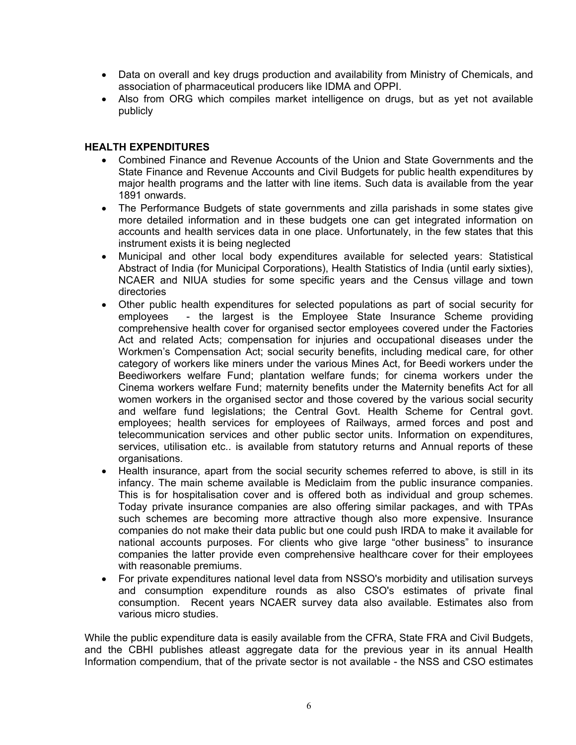- Data on overall and key drugs production and availability from Ministry of Chemicals, and association of pharmaceutical producers like IDMA and OPPI.
- Also from ORG which compiles market intelligence on drugs, but as yet not available publicly

**HEALTH EXPENDITURES**

- Combined Finance and Revenue Accounts of the Union and State Governments and the State Finance and Revenue Accounts and Civil Budgets for public health expenditures by major health programs and the latter with line items. Such data is available from the year 1891 onwards.
- The Performance Budgets of state governments and zilla parishads in some states give more detailed information and in these budgets one can get integrated information on accounts and health services data in one place. Unfortunately, in the few states that this instrument exists it is being neglected
- Municipal and other local body expenditures available for selected years: Statistical Abstract of India (for Municipal Corporations), Health Statistics of India (until early sixties), NCAER and NIUA studies for some specific years and the Census village and town directories
- Other public health expenditures for selected populations as part of social security for employees - the largest is the Employee State Insurance Scheme providing comprehensive health cover for organised sector employees covered under the Factories Act and related Acts; compensation for injuries and occupational diseases under the Workmen's Compensation Act; social security benefits, including medical care, for other category of workers like miners under the various Mines Act, for Beedi workers under the Beediworkers welfare Fund; plantation welfare funds; for cinema workers under the Cinema workers welfare Fund; maternity benefits under the Maternity benefits Act for all women workers in the organised sector and those covered by the various social security and welfare fund legislations; the Central Govt. Health Scheme for Central govt. employees; health services for employees of Railways, armed forces and post and telecommunication services and other public sector units. Information on expenditures, services, utilisation etc.. is available from statutory returns and Annual reports of these organisations.
- Health insurance, apart from the social security schemes referred to above, is still in its infancy. The main scheme available is Mediclaim from the public insurance companies. This is for hospitalisation cover and is offered both as individual and group schemes. Today private insurance companies are also offering similar packages, and with TPAs such schemes are becoming more attractive though also more expensive. Insurance companies do not make their data public but one could push IRDA to make it available for national accounts purposes. For clients who give large "other business" to insurance companies the latter provide even comprehensive healthcare cover for their employees with reasonable premiums.
- For private expenditures national level data from NSSO's morbidity and utilisation surveys and consumption expenditure rounds as also CSO's estimates of private final consumption. Recent years NCAER survey data also available. Estimates also from various micro studies.

While the public expenditure data is easily available from the CFRA, State FRA and Civil Budgets, and the CBHI publishes atleast aggregate data for the previous year in its annual Health Information compendium, that of the private sector is not available - the NSS and CSO estimates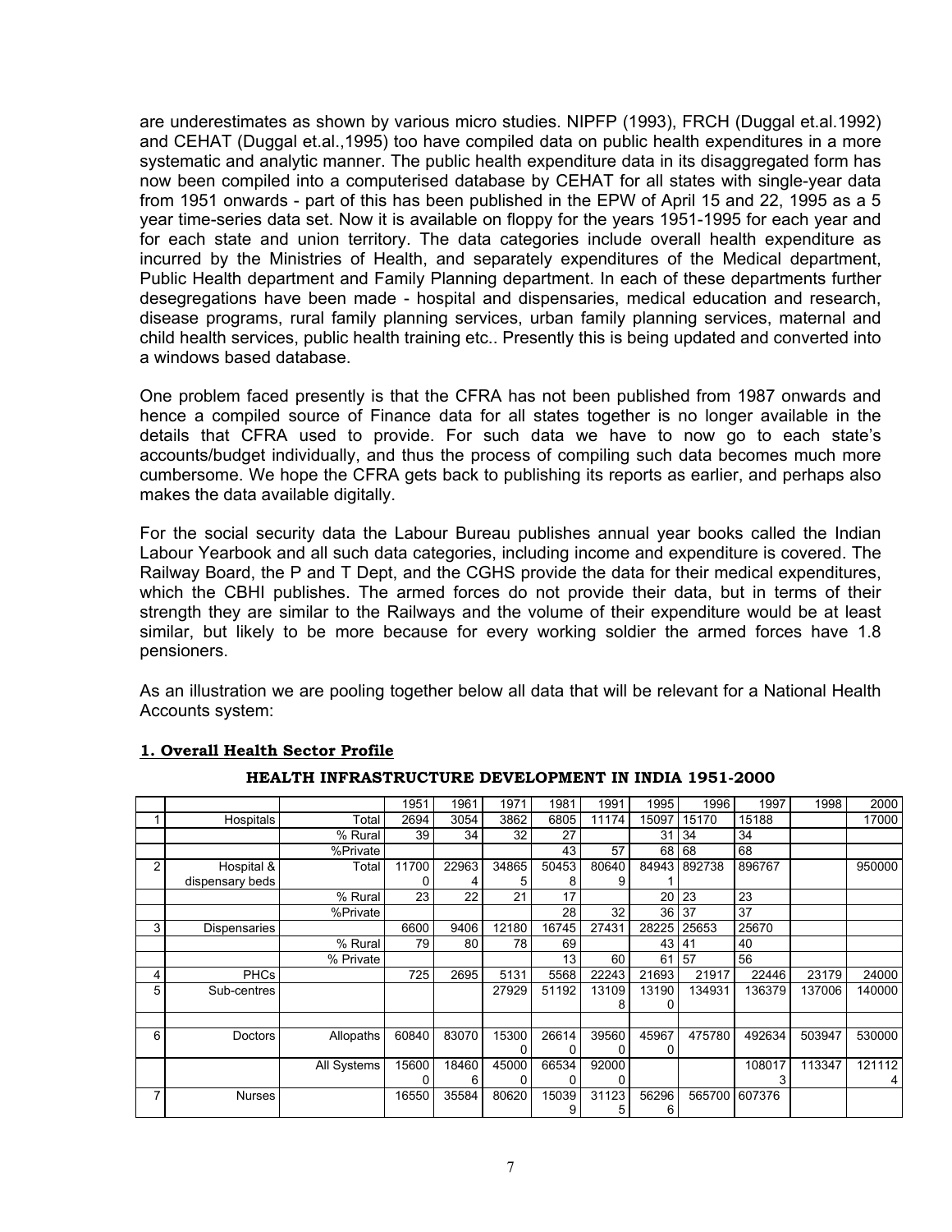are underestimates as shown by various micro studies. NIPFP (1993), FRCH (Duggal et.al.1992) and CEHAT (Duggal et.al.,1995) too have compiled data on public health expenditures in a more systematic and analytic manner. The public health expenditure data in its disaggregated form has now been compiled into a computerised database by CEHAT for all states with single-year data from 1951 onwards - part of this has been published in the EPW of April 15 and 22, 1995 as a 5 year time-series data set. Now it is available on floppy for the years 1951-1995 for each year and for each state and union territory. The data categories include overall health expenditure as incurred by the Ministries of Health, and separately expenditures of the Medical department, Public Health department and Family Planning department. In each of these departments further desegregations have been made - hospital and dispensaries, medical education and research, disease programs, rural family planning services, urban family planning services, maternal and child health services, public health training etc.. Presently this is being updated and converted into a windows based database.

One problem faced presently is that the CFRA has not been published from 1987 onwards and hence a compiled source of Finance data for all states together is no longer available in the details that CFRA used to provide. For such data we have to now go to each state's accounts/budget individually, and thus the process of compiling such data becomes much more cumbersome. We hope the CFRA gets back to publishing its reports as earlier, and perhaps also makes the data available digitally.

For the social security data the Labour Bureau publishes annual year books called the Indian Labour Yearbook and all such data categories, including income and expenditure is covered. The Railway Board, the P and T Dept, and the CGHS provide the data for their medical expenditures, which the CBHI publishes. The armed forces do not provide their data, but in terms of their strength they are similar to the Railways and the volume of their expenditure would be at least similar, but likely to be more because for every working soldier the armed forces have 1.8 pensioners.

As an illustration we are pooling together below all data that will be relevant for a National Health Accounts system:

**1. Overall Health Sector Profile**

**HEALTH INFRASTRUCTURE DEVELOPMENT IN INDIA 1951-2000**

| | | | 1951 | 1961 | 1971 | 1981 | 1991 | 1995 | 1996 | 1997 | 1998 | 2000 |
|---|---|---|---|---|---|---|---|---|---|---|---|---|
| 1 | Hospitals | Total | 2694 | 3054 | 3862 | 6805 | 11174 | 15097 | 15170 | 15188 | | 17000 |
| | | % Rural | 39 | 34 | 32 | 27 | | 31 | 34 | 34 | | |
| | | %Private | | | | 43 | 57 | 68 | 68 | 68 | | |
| 2 | Hospital & dispensary beds | Total | 117000 | 229634 | 348655 | 504538 | 806409 | 849431 | 892738 | 896767 | | 950000 |
| | | % Rural | 23 | 22 | 21 | 17 | | 20 | 23 | 23 | | |
| | | %Private | | | | 28 | 32 | 36 | 37 | 37 | | |
| 3 | Dispensaries | | 6600 | 9406 | 12180 | 16745 | 27431 | 28225 | 25653 | 25670 | | |
| | | % Rural | 79 | 80 | 78 | 69 | | 43 | 41 | 40 | | |
| | | % Private | | | | 13 | 60 | 61 | 57 | 56 | | |
| 4 | PHCs | | 725 | 2695 | 5131 | 5568 | 22243 | 21693 | 21917 | 22446 | 23179 | 24000 |
| 5 | Sub-centres | | | | 27929 | 51192 | 131098 | 131900 | 134931 | 136379 | 137006 | 140000 |
| | | | | | | | | | | | | |
| 6 | Doctors | Allopaths | 60840 | 83070 | 153000 | 266140 | 395600 | 459670 | 475780 | 492634 | 503947 | 530000 |
| | | All Systems | 156000 | 184606 | 450000 | 665340 | 920000 | | | 1080173 | 113347 | 1211124 |
| 7 | Nurses | | 16550 | 35584 | 80620 | 150399 | 311235 | 562966 | 565700 | 607376 | | |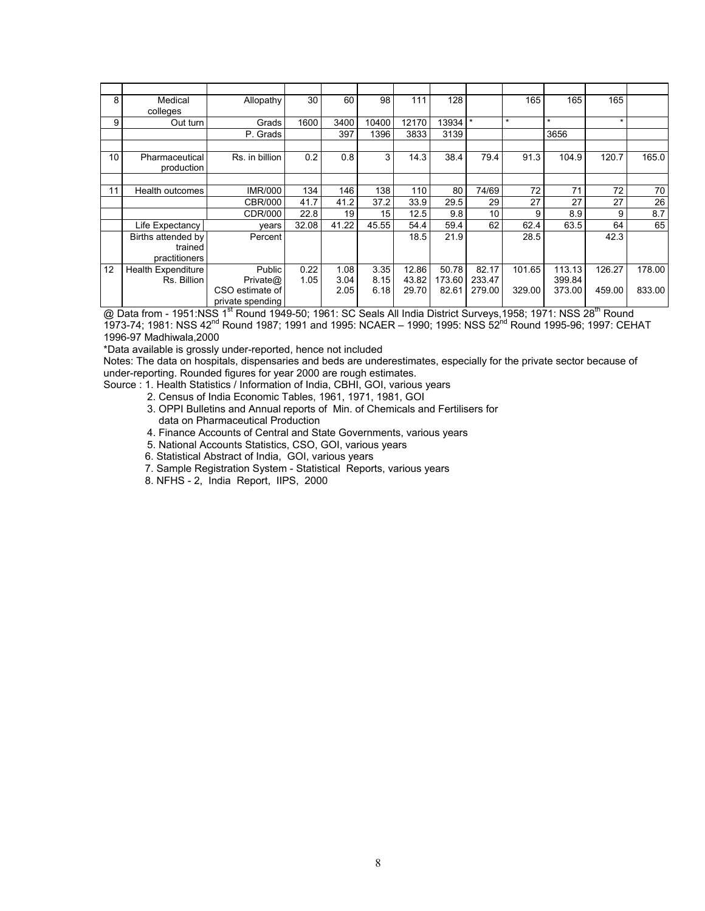|  |  |  |  |  |  |  |  |  |  |  |  |  |
|---|---|---|---|---|---|---|---|---|---|---|---|---|
| 8 | Medical colleges | Allopathy | 30 | 60 | 98 | 111 | 128 |  | 165 | 165 | 165 |  |
| 9 | Out turn | Grads | 1600 | 3400 | 10400 | 12170 | 13934 | * | * | * | * |  |
|  |  | P. Grads |  | 397 | 1396 | 3833 | 3139 |  |  | 3656 |  |  |
|  |  |  |  |  |  |  |  |  |  |  |  |  |
| 10 | Pharmaceutical production | Rs. in billion | 0.2 | 0.8 | 3 | 14.3 | 38.4 | 79.4 | 91.3 | 104.9 | 120.7 | 165.0 |
|  |  |  |  |  |  |  |  |  |  |  |  |  |
| 11 | Health outcomes | IMR/000 | 134 | 146 | 138 | 110 | 80 | 74/69 | 72 | 71 | 72 | 70 |
|  |  | CBR/000 | 41.7 | 41.2 | 37.2 | 33.9 | 29.5 | 29 | 27 | 27 | 27 | 26 |
|  |  | CDR/000 | 22.8 | 19 | 15 | 12.5 | 9.8 | 10 | 9 | 8.9 | 9 | 8.7 |
|  | Life Expectancy | years | 32.08 | 41.22 | 45.55 | 54.4 | 59.4 | 62 | 62.4 | 63.5 | 64 | 65 |
|  | Births attended by trained practitioners | Percent |  |  |  | 18.5 | 21.9 |  | 28.5 |  | 42.3 |  |
| 12 | Health Expenditure Rs. Billion | Public | 0.22 | 1.08 | 3.35 | 12.86 | 50.78 | 82.17 | 101.65 | 113.13 | 126.27 | 178.00 |
|  |  | Private@ | 1.05 | 3.04 | 8.15 | 43.82 | 173.60 | 233.47 |  | 399.84 |  |  |
|  |  | CSO estimate of private spending |  | 2.05 | 6.18 | 29.70 | 82.61 | 279.00 | 329.00 | 373.00 | 459.00 | 833.00 |

@ Data from - 1951:NSS 1st Round 1949-50; 1961: SC Seals All India District Surveys,1958; 1971: NSS 28th Round 1973-74; 1981: NSS 42nd Round 1987; 1991 and 1995: NCAER – 1990; 1995: NSS 52nd Round 1995-96; 1997: CEHAT 1996-97 Madhiwala,2000

*Data available is grossly under-reported, hence not included

Notes: The data on hospitals, dispensaries and beds are underestimates, especially for the private sector because of under-reporting. Rounded figures for year 2000 are rough estimates.

Source : 1. Health Statistics / Information of India, CBHI, GOI, various years
2. Census of India Economic Tables, 1961, 1971, 1981, GOI
3. OPPI Bulletins and Annual reports of Min. of Chemicals and Fertilisers for data on Pharmaceutical Production
4. Finance Accounts of Central and State Governments, various years
5. National Accounts Statistics, CSO, GOI, various years
6. Statistical Abstract of India, GOI, various years
7. Sample Registration System - Statistical Reports, various years
8. NFHS - 2, India Report, IIPS, 2000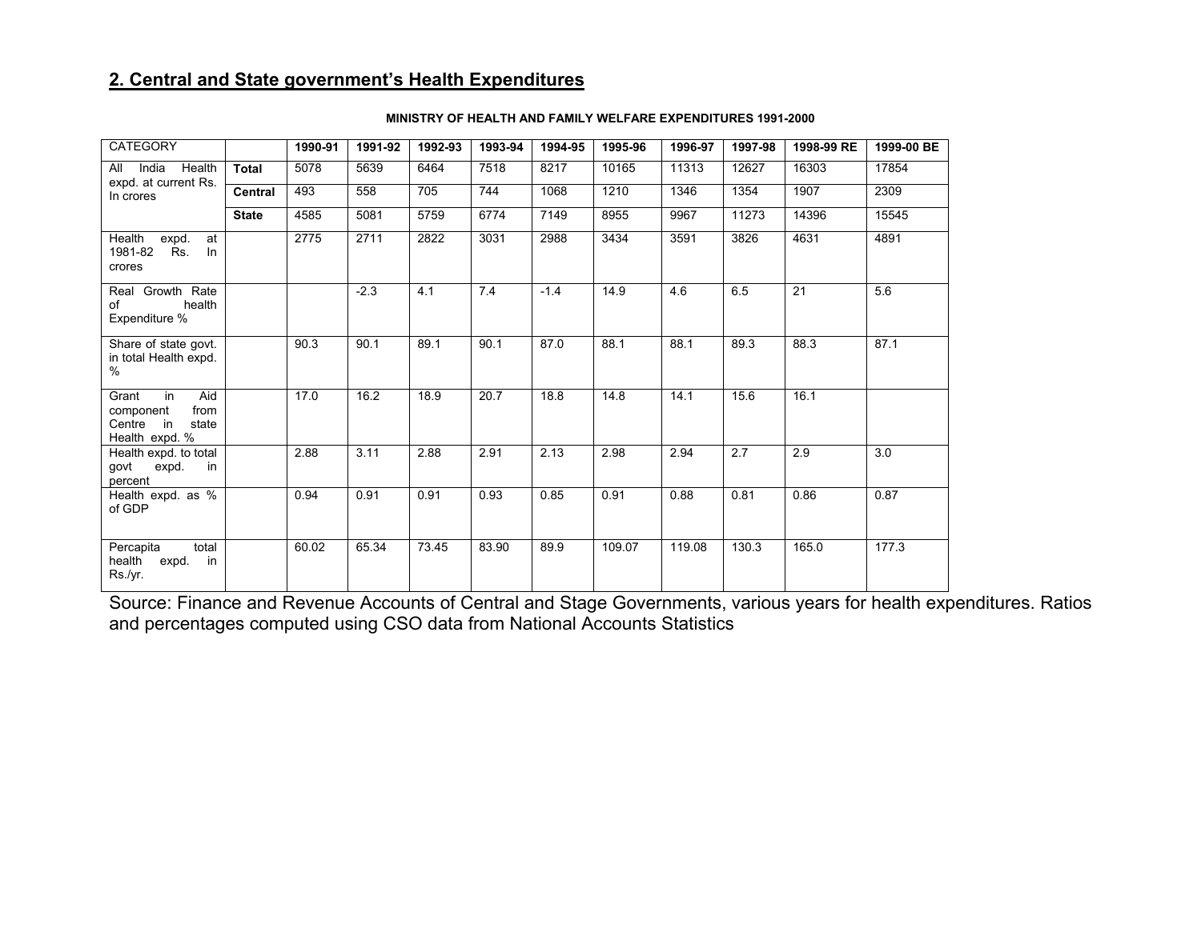## 2. Central and State government's Health Expenditures

**MINISTRY OF HEALTH AND FAMILY WELFARE EXPENDITURES 1991-2000**

| CATEGORY | | 1990-91 | 1991-92 | 1992-93 | 1993-94 | 1994-95 | 1995-96 | 1996-97 | 1997-98 | 1998-99 RE | 1999-00 BE |
|---|---|---|---|---|---|---|---|---|---|---|---|
| All India Health expd. at current Rs. In crores | **Total** | 5078 | 5639 | 6464 | 7518 | 8217 | 10165 | 11313 | 12627 | 16303 | 17854 |
| | **Central** | 493 | 558 | 705 | 744 | 1068 | 1210 | 1346 | 1354 | 1907 | 2309 |
| | **State** | 4585 | 5081 | 5759 | 6774 | 7149 | 8955 | 9967 | 11273 | 14396 | 15545 |
| Health expd. at 1981-82 Rs. In crores | | 2775 | 2711 | 2822 | 3031 | 2988 | 3434 | 3591 | 3826 | 4631 | 4891 |
| Real Growth Rate of health Expenditure % | | | -2.3 | 4.1 | 7.4 | -1.4 | 14.9 | 4.6 | 6.5 | 21 | 5.6 |
| Share of state govt. in total Health expd. % | | 90.3 | 90.1 | 89.1 | 90.1 | 87.0 | 88.1 | 88.1 | 89.3 | 88.3 | 87.1 |
| Grant in Aid component from Centre in state Health expd. % | | 17.0 | 16.2 | 18.9 | 20.7 | 18.8 | 14.8 | 14.1 | 15.6 | 16.1 | |
| Health expd. to total govt expd. in percent | | 2.88 | 3.11 | 2.88 | 2.91 | 2.13 | 2.98 | 2.94 | 2.7 | 2.9 | 3.0 |
| Health expd. as % of GDP | | 0.94 | 0.91 | 0.91 | 0.93 | 0.85 | 0.91 | 0.88 | 0.81 | 0.86 | 0.87 |
| Percapita total health expd. in Rs./yr. | | 60.02 | 65.34 | 73.45 | 83.90 | 89.9 | 109.07 | 119.08 | 130.3 | 165.0 | 177.3 |

Source: Finance and Revenue Accounts of Central and Stage Governments, various years for health expenditures. Ratios and percentages computed using CSO data from National Accounts Statistics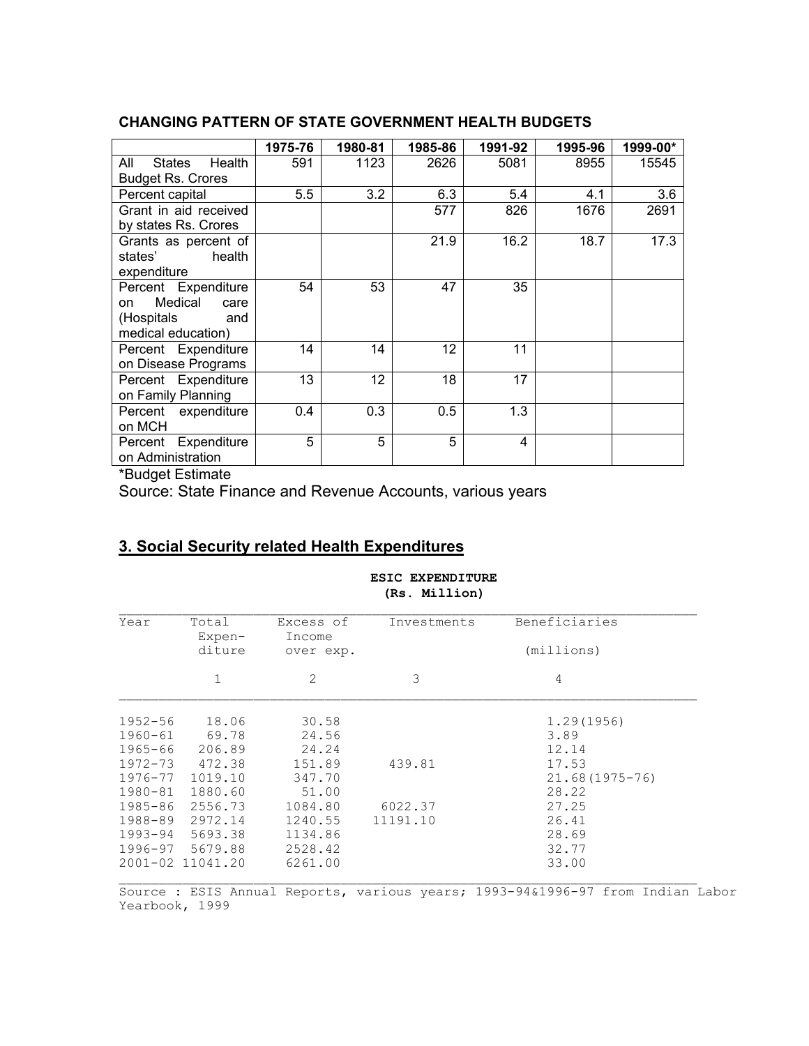**CHANGING PATTERN OF STATE GOVERNMENT HEALTH BUDGETS**

| | 1975-76 | 1980-81 | 1985-86 | 1991-92 | 1995-96 | 1999-00* |
|---|---|---|---|---|---|---|
| All States Health Budget Rs. Crores | 591 | 1123 | 2626 | 5081 | 8955 | 15545 |
| Percent capital | 5.5 | 3.2 | 6.3 | 5.4 | 4.1 | 3.6 |
| Grant in aid received by states Rs. Crores | | | 577 | 826 | 1676 | 2691 |
| Grants as percent of states' health expenditure | | | 21.9 | 16.2 | 18.7 | 17.3 |
| Percent Expenditure on Medical care (Hospitals and medical education) | 54 | 53 | 47 | 35 | | |
| Percent Expenditure on Disease Programs | 14 | 14 | 12 | 11 | | |
| Percent Expenditure on Family Planning | 13 | 12 | 18 | 17 | | |
| Percent expenditure on MCH | 0.4 | 0.3 | 0.5 | 1.3 | | |
| Percent Expenditure on Administration | 5 | 5 | 5 | 4 | | |

*Budget Estimate

Source: State Finance and Revenue Accounts, various years

## 3. Social Security related Health Expenditures

**ESIC EXPENDITURE (Rs. Million)**

| Year | Total Expen-diture | Excess of Income over exp. | Investments | Beneficiaries (millions) |
|---|---|---|---|---|
| | 1 | 2 | 3 | 4 |
| 1952-56 | 18.06 | 30.58 | | 1.29(1956) |
| 1960-61 | 69.78 | 24.56 | | 3.89 |
| 1965-66 | 206.89 | 24.24 | | 12.14 |
| 1972-73 | 472.38 | 151.89 | 439.81 | 17.53 |
| 1976-77 | 1019.10 | 347.70 | | 21.68(1975-76) |
| 1980-81 | 1880.60 | 51.00 | | 28.22 |
| 1985-86 | 2556.73 | 1084.80 | 6022.37 | 27.25 |
| 1988-89 | 2972.14 | 1240.55 | 11191.10 | 26.41 |
| 1993-94 | 5693.38 | 1134.86 | | 28.69 |
| 1996-97 | 5679.88 | 2528.42 | | 32.77 |
| 2001-02 | 11041.20 | 6261.00 | | 33.00 |

Source : ESIS Annual Reports, various years; 1993-94&1996-97 from Indian Labor Yearbook, 1999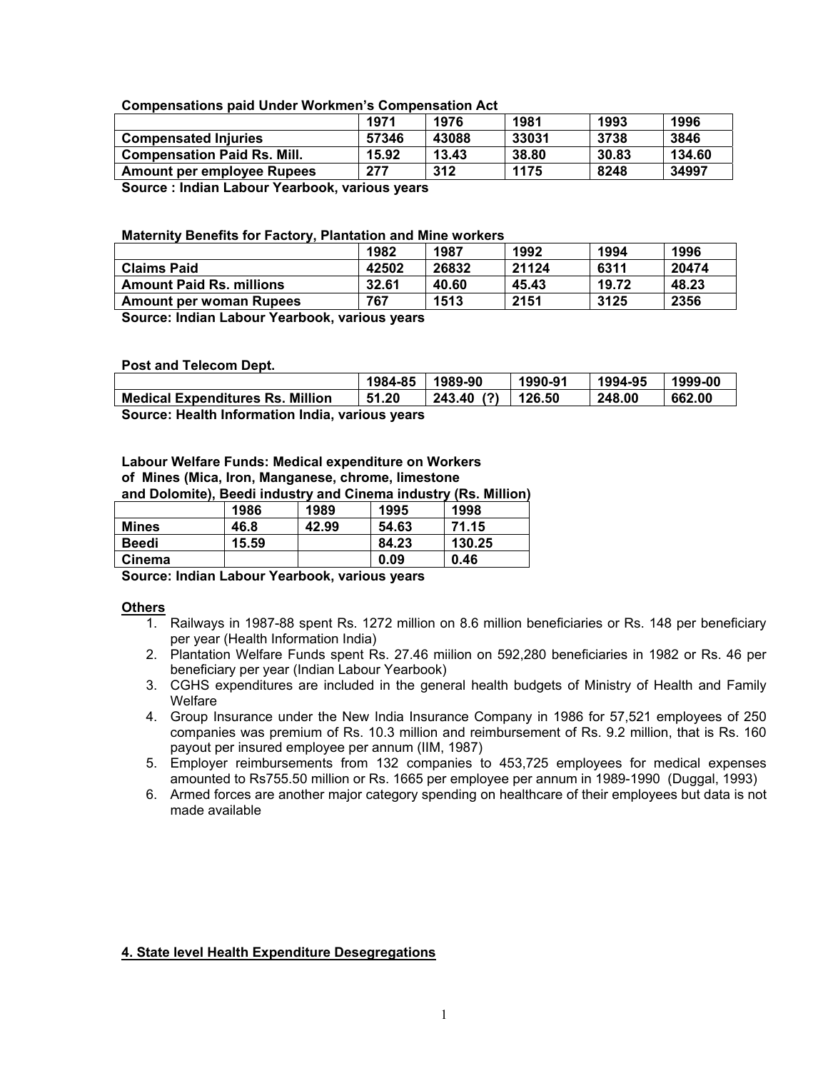**Compensations paid Under Workmen's Compensation Act**

| | 1971 | 1976 | 1981 | 1993 | 1996 |
|---|---|---|---|---|---|
| **Compensated Injuries** | 57346 | 43088 | 33031 | 3738 | 3846 |
| **Compensation Paid Rs. Mill.** | 15.92 | 13.43 | 38.80 | 30.83 | 134.60 |
| **Amount per employee Rupees** | 277 | 312 | 1175 | 8248 | 34997 |

**Source : Indian Labour Yearbook, various years**

**Maternity Benefits for Factory, Plantation and Mine workers**

| | 1982 | 1987 | 1992 | 1994 | 1996 |
|---|---|---|---|---|---|
| **Claims Paid** | 42502 | 26832 | 21124 | 6311 | 20474 |
| **Amount Paid Rs. millions** | 32.61 | 40.60 | 45.43 | 19.72 | 48.23 |
| **Amount per woman Rupees** | 767 | 1513 | 2151 | 3125 | 2356 |

**Source: Indian Labour Yearbook, various years**

**Post and Telecom Dept.**

| | 1984-85 | 1989-90 | 1990-91 | 1994-95 | 1999-00 |
|---|---|---|---|---|---|
| **Medical Expenditures Rs. Million** | 51.20 | 243.40 (?) | 126.50 | 248.00 | 662.00 |

**Source: Health Information India, various years**

**Labour Welfare Funds: Medical expenditure on Workers of Mines (Mica, Iron, Manganese, chrome, limestone and Dolomite), Beedi industry and Cinema industry (Rs. Million)**

| | 1986 | 1989 | 1995 | 1998 |
|---|---|---|---|---|
| **Mines** | 46.8 | 42.99 | 54.63 | 71.15 |
| **Beedi** | 15.59 | | 84.23 | 130.25 |
| **Cinema** | | | 0.09 | 0.46 |

**Source: Indian Labour Yearbook, various years**

**Others**

1. Railways in 1987-88 spent Rs. 1272 million on 8.6 million beneficiaries or Rs. 148 per beneficiary per year (Health Information India)
2. Plantation Welfare Funds spent Rs. 27.46 miilion on 592,280 beneficiaries in 1982 or Rs. 46 per beneficiary per year (Indian Labour Yearbook)
3. CGHS expenditures are included in the general health budgets of Ministry of Health and Family Welfare
4. Group Insurance under the New India Insurance Company in 1986 for 57,521 employees of 250 companies was premium of Rs. 10.3 million and reimbursement of Rs. 9.2 million, that is Rs. 160 payout per insured employee per annum (IIM, 1987)
5. Employer reimbursements from 132 companies to 453,725 employees for medical expenses amounted to Rs755.50 million or Rs. 1665 per employee per annum in 1989-1990 (Duggal, 1993)
6. Armed forces are another major category spending on healthcare of their employees but data is not made available

## 4. State level Health Expenditure Desegregations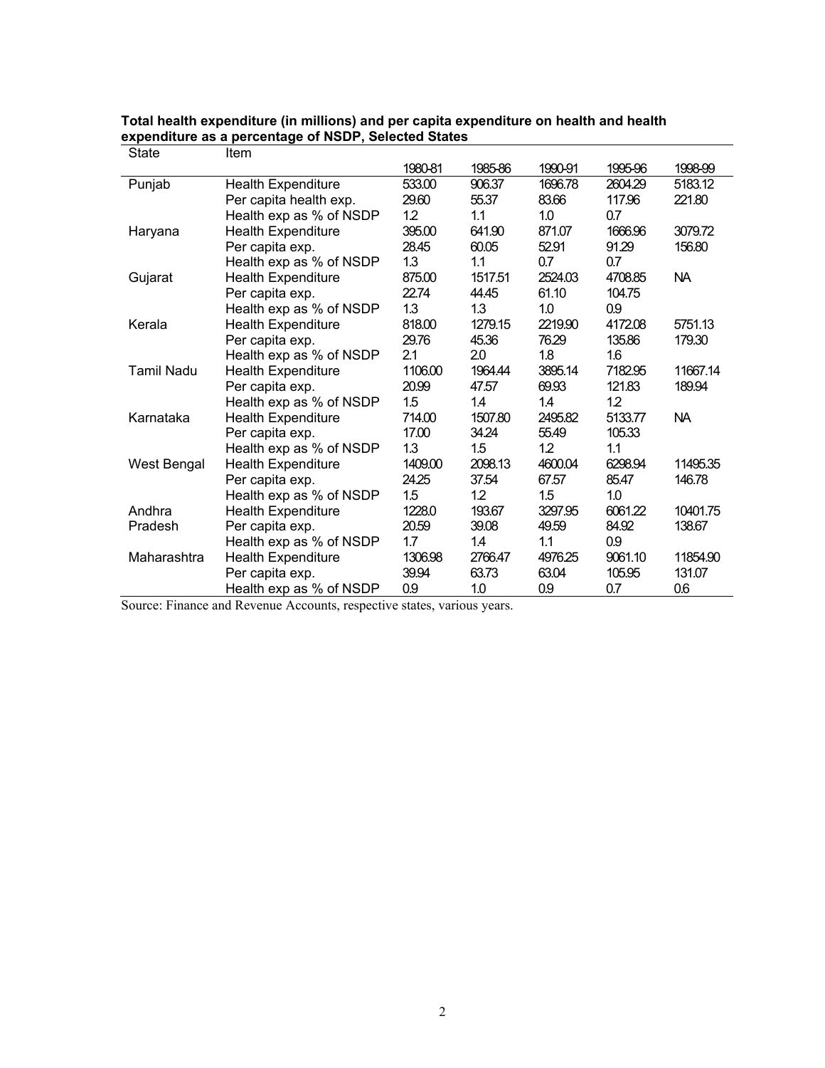**Total health expenditure (in millions) and per capita expenditure on health and health expenditure as a percentage of NSDP, Selected States**

| State | Item | 1980-81 | 1985-86 | 1990-91 | 1995-96 | 1998-99 |
|---|---|---|---|---|---|---|
| Punjab | Health Expenditure | 533.00 | 906.37 | 1696.78 | 2604.29 | 5183.12 |
| | Per capita health exp. | 29.60 | 55.37 | 83.66 | 117.96 | 221.80 |
| | Health exp as % of NSDP | 1.2 | 1.1 | 1.0 | 0.7 | |
| Haryana | Health Expenditure | 395.00 | 641.90 | 871.07 | 1666.96 | 3079.72 |
| | Per capita exp. | 28.45 | 60.05 | 52.91 | 91.29 | 156.80 |
| | Health exp as % of NSDP | 1.3 | 1.1 | 0.7 | 0.7 | |
| Gujarat | Health Expenditure | 875.00 | 1517.51 | 2524.03 | 4708.85 | NA |
| | Per capita exp. | 22.74 | 44.45 | 61.10 | 104.75 | |
| | Health exp as % of NSDP | 1.3 | 1.3 | 1.0 | 0.9 | |
| Kerala | Health Expenditure | 818.00 | 1279.15 | 2219.90 | 4172.08 | 5751.13 |
| | Per capita exp. | 29.76 | 45.36 | 76.29 | 135.86 | 179.30 |
| | Health exp as % of NSDP | 2.1 | 2.0 | 1.8 | 1.6 | |
| Tamil Nadu | Health Expenditure | 1106.00 | 1964.44 | 3895.14 | 7182.95 | 11667.14 |
| | Per capita exp. | 20.99 | 47.57 | 69.93 | 121.83 | 189.94 |
| | Health exp as % of NSDP | 1.5 | 1.4 | 1.4 | 1.2 | |
| Karnataka | Health Expenditure | 714.00 | 1507.80 | 2495.82 | 5133.77 | NA |
| | Per capita exp. | 17.00 | 34.24 | 55.49 | 105.33 | |
| | Health exp as % of NSDP | 1.3 | 1.5 | 1.2 | 1.1 | |
| West Bengal | Health Expenditure | 1409.00 | 2098.13 | 4600.04 | 6298.94 | 11495.35 |
| | Per capita exp. | 24.25 | 37.54 | 67.57 | 85.47 | 146.78 |
| | Health exp as % of NSDP | 1.5 | 1.2 | 1.5 | 1.0 | |
| Andhra Pradesh | Health Expenditure | 1228.0 | 193.67 | 3297.95 | 6061.22 | 10401.75 |
| | Per capita exp. | 20.59 | 39.08 | 49.59 | 84.92 | 138.67 |
| | Health exp as % of NSDP | 1.7 | 1.4 | 1.1 | 0.9 | |
| Maharashtra | Health Expenditure | 1306.98 | 2766.47 | 4976.25 | 9061.10 | 11854.90 |
| | Per capita exp. | 39.94 | 63.73 | 63.04 | 105.95 | 131.07 |
| | Health exp as % of NSDP | 0.9 | 1.0 | 0.9 | 0.7 | 0.6 |

Source: Finance and Revenue Accounts, respective states, various years.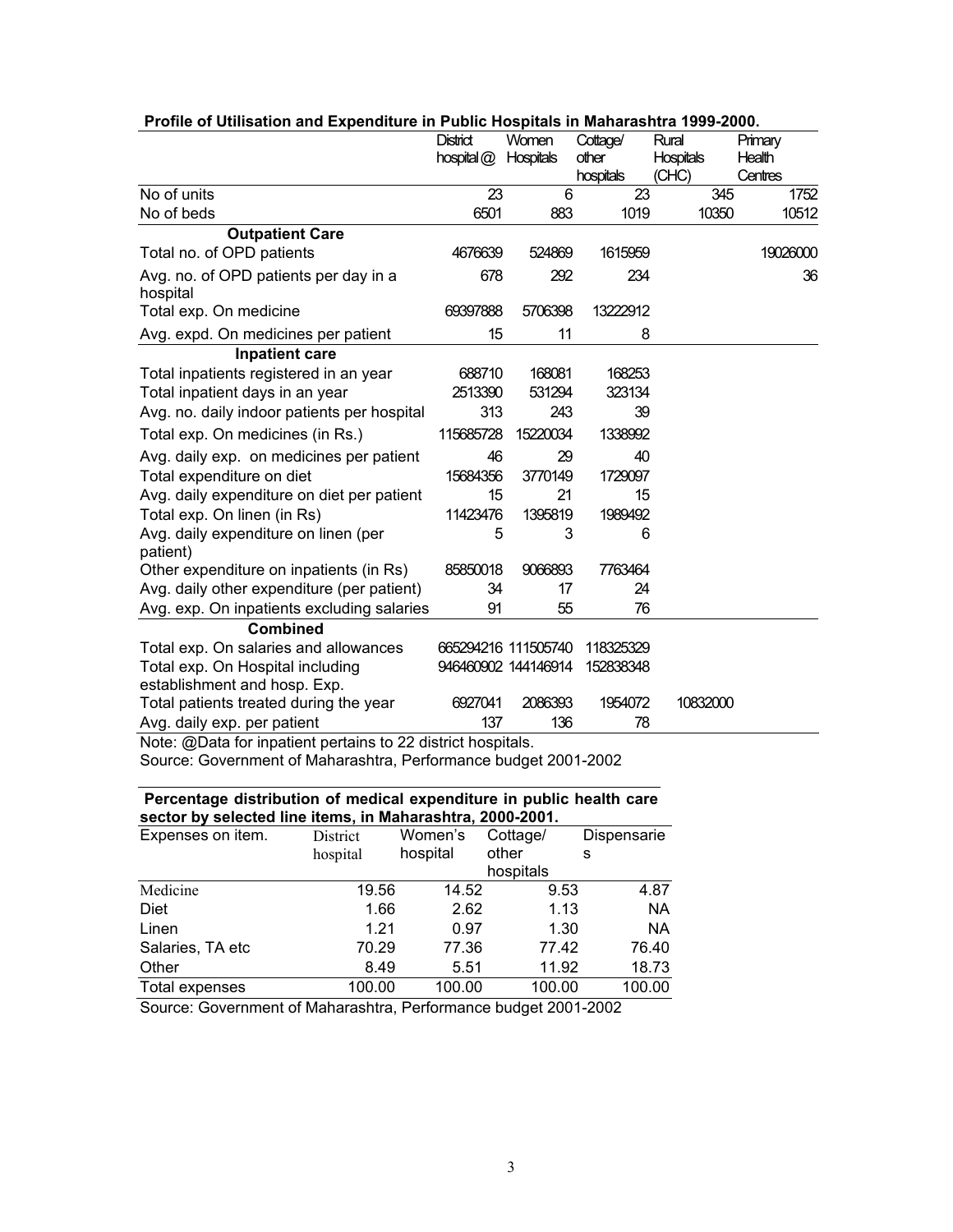**Profile of Utilisation and Expenditure in Public Hospitals in Maharashtra 1999-2000.**

| | District hospital @ | Women Hospitals | Cottage/ other hospitals | Rural Hospitals (CHC) | Primary Health Centres |
|---|---|---|---|---|---|
| No of units | 23 | 6 | 23 | 345 | 1752 |
| No of beds | 6501 | 883 | 1019 | 10350 | 10512 |
| **Outpatient Care** | | | | | |
| Total no. of OPD patients | 4676639 | 524869 | 1615959 | | 19026000 |
| Avg. no. of OPD patients per day in a hospital | 678 | 292 | 234 | | 36 |
| Total exp. On medicine | 69397888 | 5706398 | 13222912 | | |
| Avg. expd. On medicines per patient | 15 | 11 | 8 | | |
| **Inpatient care** | | | | | |
| Total inpatients registered in an year | 688710 | 168081 | 168253 | | |
| Total inpatient days in an year | 2513390 | 531294 | 323134 | | |
| Avg. no. daily indoor patients per hospital | 313 | 243 | 39 | | |
| Total exp. On medicines (in Rs.) | 115685728 | 15220034 | 1338992 | | |
| Avg. daily exp. on medicines per patient | 46 | 29 | 40 | | |
| Total expenditure on diet | 15684356 | 3770149 | 1729097 | | |
| Avg. daily expenditure on diet per patient | 15 | 21 | 15 | | |
| Total exp. On linen (in Rs) | 11423476 | 1395819 | 1989492 | | |
| Avg. daily expenditure on linen (per patient) | 5 | 3 | 6 | | |
| Other expenditure on inpatients (in Rs) | 85850018 | 9066893 | 7763464 | | |
| Avg. daily other expenditure (per patient) | 34 | 17 | 24 | | |
| Avg. exp. On inpatients excluding salaries | 91 | 55 | 76 | | |
| **Combined** | | | | | |
| Total exp. On salaries and allowances | 665294216 | 111505740 | 118325329 | | |
| Total exp. On Hospital including establishment and hosp. Exp. | 946460902 | 144146914 | 152838348 | | |
| Total patients treated during the year | 6927041 | 2086393 | 1954072 | 10832000 | |
| Avg. daily exp. per patient | 137 | 136 | 78 | | |

Note: @Data for inpatient pertains to 22 district hospitals.

Source: Government of Maharashtra, Performance budget 2001-2002

**Percentage distribution of medical expenditure in public health care sector by selected line items, in Maharashtra, 2000-2001.**

| Expenses on item. | District hospital | Women's hospital | Cottage/ other hospitals | Dispensaries |
|---|---|---|---|---|
| Medicine | 19.56 | 14.52 | 9.53 | 4.87 |
| Diet | 1.66 | 2.62 | 1.13 | NA |
| Linen | 1.21 | 0.97 | 1.30 | NA |
| Salaries, TA etc | 70.29 | 77.36 | 77.42 | 76.40 |
| Other | 8.49 | 5.51 | 11.92 | 18.73 |
| Total expenses | 100.00 | 100.00 | 100.00 | 100.00 |

Source: Government of Maharashtra, Performance budget 2001-2002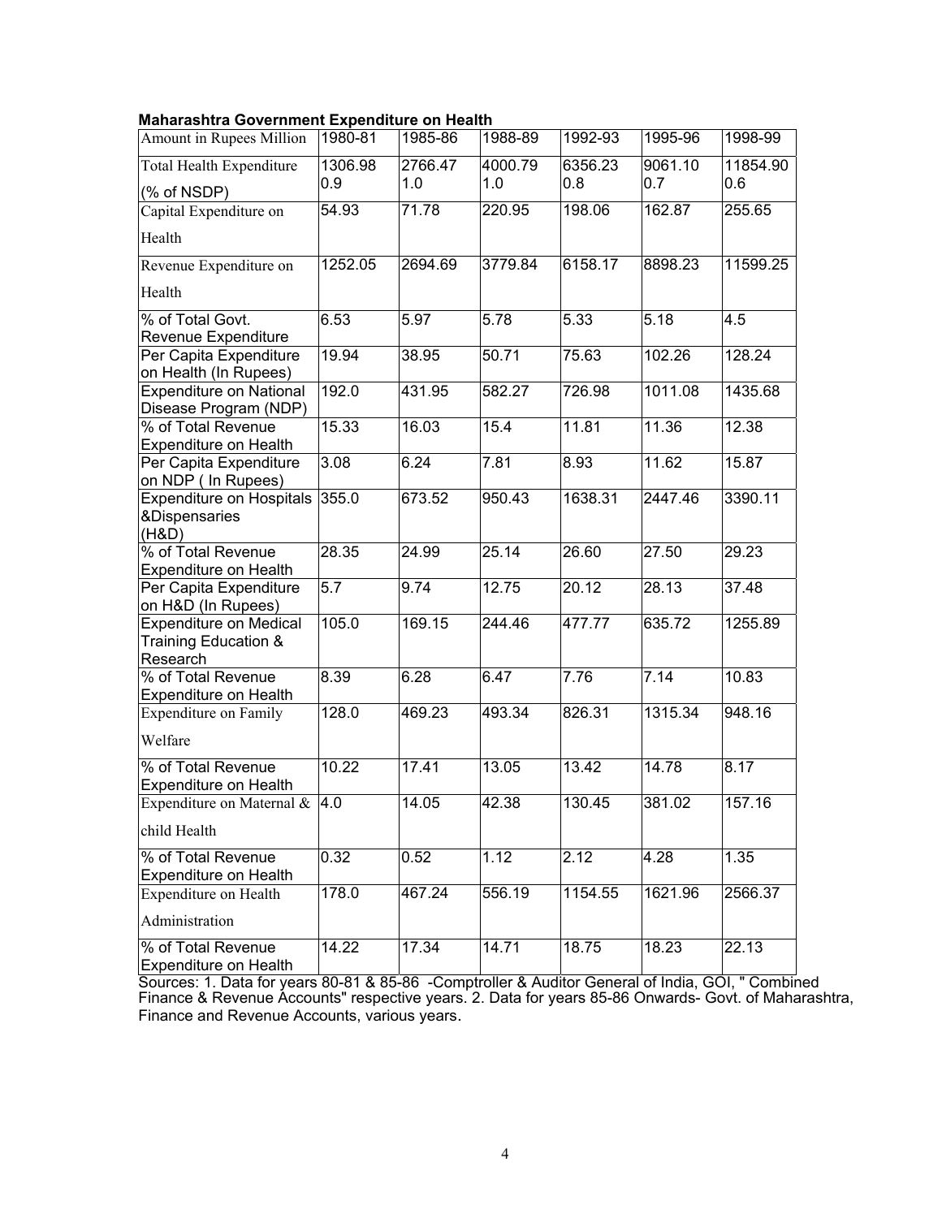**Maharashtra Government Expenditure on Health**

| Amount in Rupees Million | 1980-81 | 1985-86 | 1988-89 | 1992-93 | 1995-96 | 1998-99 |
|---|---|---|---|---|---|---|
| Total Health Expenditure (% of NSDP) | 1306.98 0.9 | 2766.47 1.0 | 4000.79 1.0 | 6356.23 0.8 | 9061.10 0.7 | 11854.90 0.6 |
| Capital Expenditure on Health | 54.93 | 71.78 | 220.95 | 198.06 | 162.87 | 255.65 |
| Revenue Expenditure on Health | 1252.05 | 2694.69 | 3779.84 | 6158.17 | 8898.23 | 11599.25 |
| % of Total Govt. Revenue Expenditure | 6.53 | 5.97 | 5.78 | 5.33 | 5.18 | 4.5 |
| Per Capita Expenditure on Health (In Rupees) | 19.94 | 38.95 | 50.71 | 75.63 | 102.26 | 128.24 |
| Expenditure on National Disease Program (NDP) | 192.0 | 431.95 | 582.27 | 726.98 | 1011.08 | 1435.68 |
| % of Total Revenue Expenditure on Health | 15.33 | 16.03 | 15.4 | 11.81 | 11.36 | 12.38 |
| Per Capita Expenditure on NDP ( In Rupees) | 3.08 | 6.24 | 7.81 | 8.93 | 11.62 | 15.87 |
| Expenditure on Hospitals &Dispensaries (H&D) | 355.0 | 673.52 | 950.43 | 1638.31 | 2447.46 | 3390.11 |
| % of Total Revenue Expenditure on Health | 28.35 | 24.99 | 25.14 | 26.60 | 27.50 | 29.23 |
| Per Capita Expenditure on H&D (In Rupees) | 5.7 | 9.74 | 12.75 | 20.12 | 28.13 | 37.48 |
| Expenditure on Medical Training Education & Research | 105.0 | 169.15 | 244.46 | 477.77 | 635.72 | 1255.89 |
| % of Total Revenue Expenditure on Health | 8.39 | 6.28 | 6.47 | 7.76 | 7.14 | 10.83 |
| Expenditure on Family Welfare | 128.0 | 469.23 | 493.34 | 826.31 | 1315.34 | 948.16 |
| % of Total Revenue Expenditure on Health | 10.22 | 17.41 | 13.05 | 13.42 | 14.78 | 8.17 |
| Expenditure on Maternal & child Health | 4.0 | 14.05 | 42.38 | 130.45 | 381.02 | 157.16 |
| % of Total Revenue Expenditure on Health | 0.32 | 0.52 | 1.12 | 2.12 | 4.28 | 1.35 |
| Expenditure on Health Administration | 178.0 | 467.24 | 556.19 | 1154.55 | 1621.96 | 2566.37 |
| % of Total Revenue Expenditure on Health | 14.22 | 17.34 | 14.71 | 18.75 | 18.23 | 22.13 |

Sources: 1. Data for years 80-81 & 85-86 -Comptroller & Auditor General of India, GOI, " Combined Finance & Revenue Accounts" respective years. 2. Data for years 85-86 Onwards- Govt. of Maharashtra, Finance and Revenue Accounts, various years.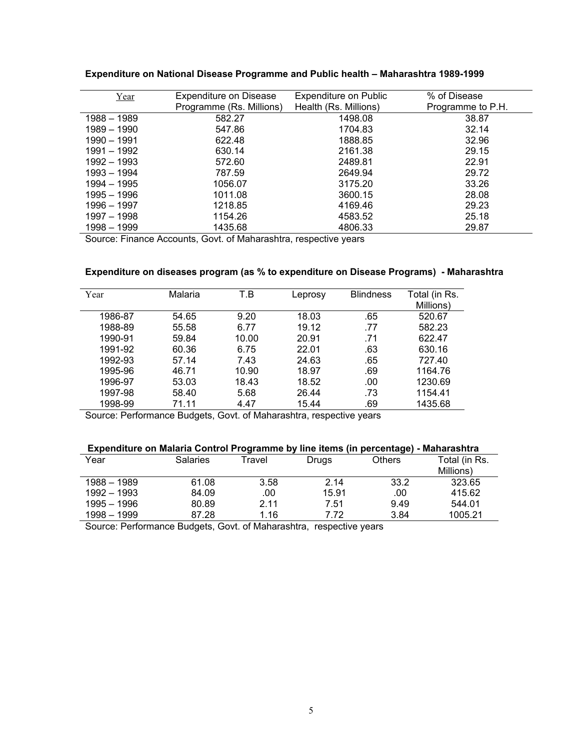**Expenditure on National Disease Programme and Public health – Maharashtra 1989-1999**

| Year | Expenditure on Disease Programme (Rs. Millions) | Expenditure on Public Health (Rs. Millions) | % of Disease Programme to P.H. |
|---|---|---|---|
| 1988 – 1989 | 582.27 | 1498.08 | 38.87 |
| 1989 – 1990 | 547.86 | 1704.83 | 32.14 |
| 1990 – 1991 | 622.48 | 1888.85 | 32.96 |
| 1991 – 1992 | 630.14 | 2161.38 | 29.15 |
| 1992 – 1993 | 572.60 | 2489.81 | 22.91 |
| 1993 – 1994 | 787.59 | 2649.94 | 29.72 |
| 1994 – 1995 | 1056.07 | 3175.20 | 33.26 |
| 1995 – 1996 | 1011.08 | 3600.15 | 28.08 |
| 1996 – 1997 | 1218.85 | 4169.46 | 29.23 |
| 1997 – 1998 | 1154.26 | 4583.52 | 25.18 |
| 1998 – 1999 | 1435.68 | 4806.33 | 29.87 |

Source: Finance Accounts, Govt. of Maharashtra, respective years

**Expenditure on diseases program (as % to expenditure on Disease Programs) - Maharashtra**

| Year | Malaria | T.B | Leprosy | Blindness | Total (in Rs. Millions) |
|---|---|---|---|---|---|
| 1986-87 | 54.65 | 9.20 | 18.03 | .65 | 520.67 |
| 1988-89 | 55.58 | 6.77 | 19.12 | .77 | 582.23 |
| 1990-91 | 59.84 | 10.00 | 20.91 | .71 | 622.47 |
| 1991-92 | 60.36 | 6.75 | 22.01 | .63 | 630.16 |
| 1992-93 | 57.14 | 7.43 | 24.63 | .65 | 727.40 |
| 1995-96 | 46.71 | 10.90 | 18.97 | .69 | 1164.76 |
| 1996-97 | 53.03 | 18.43 | 18.52 | .00 | 1230.69 |
| 1997-98 | 58.40 | 5.68 | 26.44 | .73 | 1154.41 |
| 1998-99 | 71.11 | 4.47 | 15.44 | .69 | 1435.68 |

Source: Performance Budgets, Govt. of Maharashtra, respective years

**Expenditure on Malaria Control Programme by line items (in percentage) - Maharashtra**

| Year | Salaries | Travel | Drugs | Others | Total (in Rs. Millions) |
|---|---|---|---|---|---|
| 1988 – 1989 | 61.08 | 3.58 | 2.14 | 33.2 | 323.65 |
| 1992 – 1993 | 84.09 | .00 | 15.91 | .00 | 415.62 |
| 1995 – 1996 | 80.89 | 2.11 | 7.51 | 9.49 | 544.01 |
| 1998 – 1999 | 87.28 | 1.16 | 7.72 | 3.84 | 1005.21 |

Source: Performance Budgets, Govt. of Maharashtra, respective years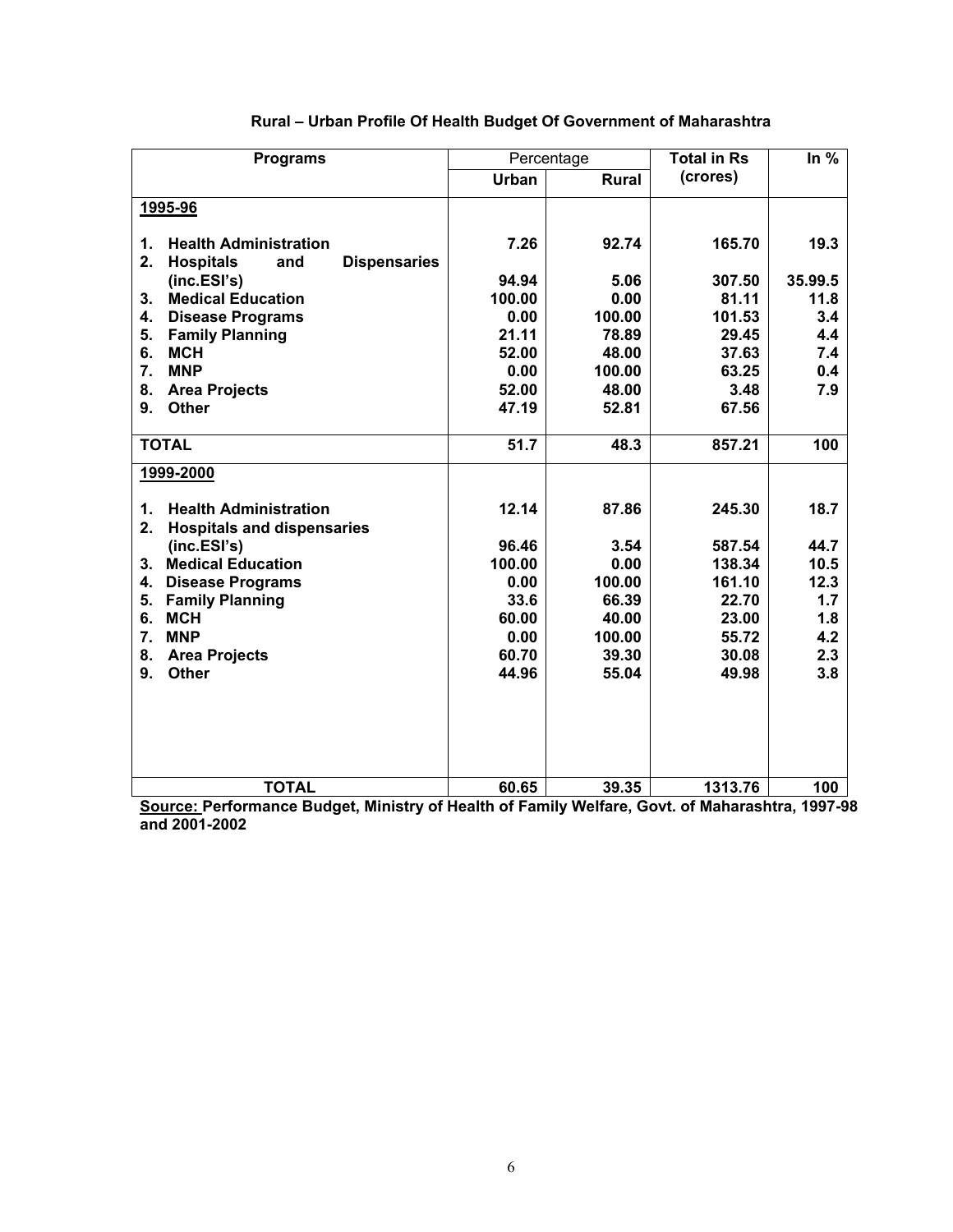**Rural – Urban Profile Of Health Budget Of Government of Maharashtra**

| Programs | Percentage | | Total in Rs (crores) | In % |
|---|---|---|---|---|
| | Urban | Rural | | |
| **1995-96** | | | | |
| 1. Health Administration | 7.26 | 92.74 | 165.70 | 19.3 |
| 2. Hospitals and Dispensaries (inc.ESI's) | 94.94 | 5.06 | 307.50 | 35.99.5 |
| 3. Medical Education | 100.00 | 0.00 | 81.11 | 11.8 |
| 4. Disease Programs | 0.00 | 100.00 | 101.53 | 3.4 |
| 5. Family Planning | 21.11 | 78.89 | 29.45 | 4.4 |
| 6. MCH | 52.00 | 48.00 | 37.63 | 7.4 |
| 7. MNP | 0.00 | 100.00 | 63.25 | 0.4 |
| 8. Area Projects | 52.00 | 48.00 | 3.48 | 7.9 |
| 9. Other | 47.19 | 52.81 | 67.56 | |
| **TOTAL** | 51.7 | 48.3 | 857.21 | 100 |
| **1999-2000** | | | | |
| 1. Health Administration | 12.14 | 87.86 | 245.30 | 18.7 |
| 2. Hospitals and dispensaries (inc.ESI's) | 96.46 | 3.54 | 587.54 | 44.7 |
| 3. Medical Education | 100.00 | 0.00 | 138.34 | 10.5 |
| 4. Disease Programs | 0.00 | 100.00 | 161.10 | 12.3 |
| 5. Family Planning | 33.6 | 66.39 | 22.70 | 1.7 |
| 6. MCH | 60.00 | 40.00 | 23.00 | 1.8 |
| 7. MNP | 0.00 | 100.00 | 55.72 | 4.2 |
| 8. Area Projects | 60.70 | 39.30 | 30.08 | 2.3 |
| 9. Other | 44.96 | 55.04 | 49.98 | 3.8 |
| **TOTAL** | 60.65 | 39.35 | 1313.76 | 100 |

**Source: Performance Budget, Ministry of Health of Family Welfare, Govt. of Maharashtra, 1997-98 and 2001-2002**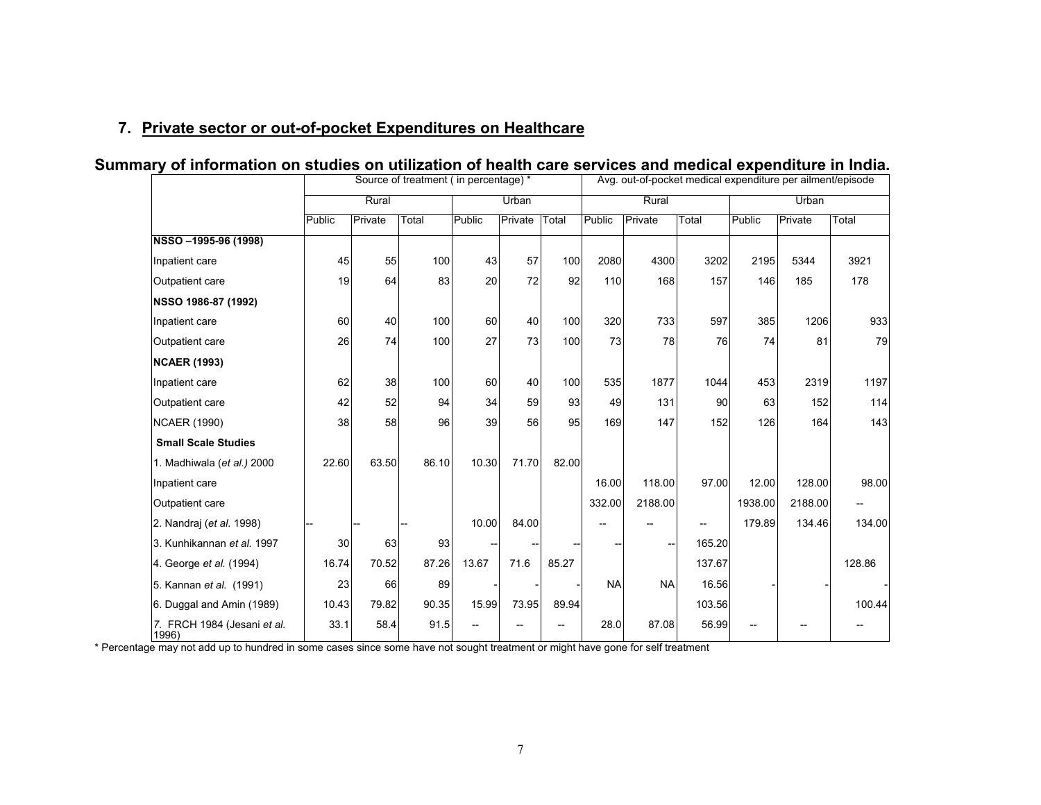## 7. Private sector or out-of-pocket Expenditures on Healthcare

### Summary of information on studies on utilization of health care services and medical expenditure in India.

| | Source of treatment ( in percentage) * | | | | | | Avg. out-of-pocket medical expenditure per ailment/episode | | | | | |
|---|---|---|---|---|---|---|---|---|---|---|---|---|
| | Rural | | | Urban | | | Rural | | | Urban | | |
| | Public | Private | Total | Public | Private | Total | Public | Private | Total | Public | Private | Total |
| **NSSO –1995-96 (1998)** | | | | | | | | | | | | |
| Inpatient care | 45 | 55 | 100 | 43 | 57 | 100 | 2080 | 4300 | 3202 | 2195 | 5344 | 3921 |
| Outpatient care | 19 | 64 | 83 | 20 | 72 | 92 | 110 | 168 | 157 | 146 | 185 | 178 |
| **NSSO 1986-87 (1992)** | | | | | | | | | | | | |
| Inpatient care | 60 | 40 | 100 | 60 | 40 | 100 | 320 | 733 | 597 | 385 | 1206 | 933 |
| Outpatient care | 26 | 74 | 100 | 27 | 73 | 100 | 73 | 78 | 76 | 74 | 81 | 79 |
| **NCAER (1993)** | | | | | | | | | | | | |
| Inpatient care | 62 | 38 | 100 | 60 | 40 | 100 | 535 | 1877 | 1044 | 453 | 2319 | 1197 |
| Outpatient care | 42 | 52 | 94 | 34 | 59 | 93 | 49 | 131 | 90 | 63 | 152 | 114 |
| NCAER (1990) | 38 | 58 | 96 | 39 | 56 | 95 | 169 | 147 | 152 | 126 | 164 | 143 |
| **Small Scale Studies** | | | | | | | | | | | | |
| 1. Madhiwala (*et al.)* 2000 | 22.60 | 63.50 | 86.10 | 10.30 | 71.70 | 82.00 | | | | | | |
| Inpatient care | | | | | | | 16.00 | 118.00 | 97.00 | 12.00 | 128.00 | 98.00 |
| Outpatient care | | | | | | | 332.00 | 2188.00 | | 1938.00 | 2188.00 | -- |
| 2. Nandraj (*et al.* 1998) | -- | -- | -- | 10.00 | 84.00 | | -- | -- | -- | 179.89 | 134.46 | 134.00 |
| 3. Kunhikannan *et al.* 1997 | 30 | 63 | 93 | -- | -- | -- | -- | -- | 165.20 | | | |
| 4. George *et al.* (1994) | 16.74 | 70.52 | 87.26 | 13.67 | 71.6 | 85.27 | | | 137.67 | | | 128.86 |
| 5. Kannan *et al.* (1991) | 23 | 66 | 89 | - | - | - | NA | NA | 16.56 | - | - | - |
| 6. Duggal and Amin (1989) | 10.43 | 79.82 | 90.35 | 15.99 | 73.95 | 89.94 | | | 103.56 | | | 100.44 |
| 7. FRCH 1984 (Jesani *et al.* 1996) | 33.1 | 58.4 | 91.5 | -- | -- | -- | 28.0 | 87.08 | 56.99 | -- | -- | -- |

\* Percentage may not add up to hundred in some cases since some have not sought treatment or might have gone for self treatment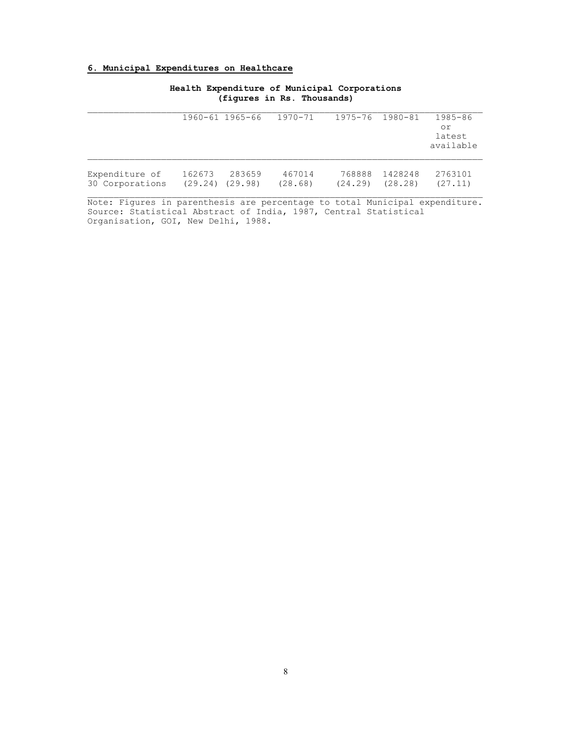## 6. Municipal Expenditures on Healthcare

**Health Expenditure of Municipal Corporations**
**(figures in Rs. Thousands)**

| | 1960-61 | 1965-66 | 1970-71 | 1975-76 | 1980-81 | 1985-86 or latest available |
|---|---|---|---|---|---|---|
| Expenditure of 30 Corporations | 162673 (29.24) | 283659 (29.98) | 467014 (28.68) | 768888 (24.29) | 1428248 (28.28) | 2763101 (27.11) |

Note: Figures in parenthesis are percentage to total Municipal expenditure.
Source: Statistical Abstract of India, 1987, Central Statistical Organisation, GOI, New Delhi, 1988.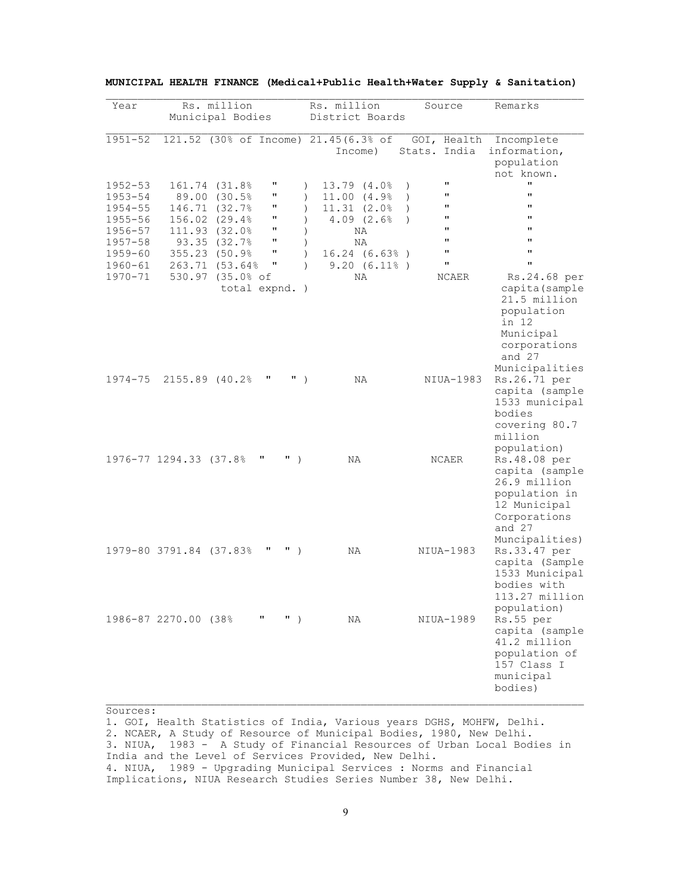**MUNICIPAL HEALTH FINANCE (Medical+Public Health+Water Supply & Sanitation)**

| Year | Rs. million Municipal Bodies | Rs. million District Boards | Source | Remarks |
|---|---|---|---|---|
| 1951-52 | 121.52 (30% of Income) | 21.45(6.3% of Income) | GOI, Health Stats. India | Incomplete information, population not known. |
| 1952-53 | 161.74 (31.8% " ) | 13.79 (4.0% ) | " | " |
| 1953-54 | 89.00 (30.5% " ) | 11.00 (4.9% ) | " | " |
| 1954-55 | 146.71 (32.7% " ) | 11.31 (2.0% ) | " | " |
| 1955-56 | 156.02 (29.4% " ) | 4.09 (2.6% ) | " | " |
| 1956-57 | 111.93 (32.0% " ) | NA | " | " |
| 1957-58 | 93.35 (32.7% " ) | NA | " | " |
| 1959-60 | 355.23 (50.9% " ) | 16.24 (6.63% ) | " | " |
| 1960-61 | 263.71 (53.64% " ) | 9.20 (6.11% ) | " | " |
| 1970-71 | 530.97 (35.0% of total expnd. ) | NA | NCAER | Rs.24.68 per capita(sample 21.5 million population in 12 Municipal corporations and 27 Municipalities |
| 1974-75 | 2155.89 (40.2% " " ) | NA | NIUA-1983 | Rs.26.71 per capita (sample 1533 municipal bodies covering 80.7 million population) |
| 1976-77 | 1294.33 (37.8% " " ) | NA | NCAER | Rs.48.08 per capita (sample 26.9 million population in 12 Municipal Corporations and 27 Muncipalities) |
| 1979-80 | 3791.84 (37.83% " " ) | NA | NIUA-1983 | Rs.33.47 per capita (Sample 1533 Municipal bodies with 113.27 million population) |
| 1986-87 | 2270.00 (38% " " ) | NA | NIUA-1989 | Rs.55 per capita (sample 41.2 million population of 157 Class I municipal bodies) |

Sources:

1. GOI, Health Statistics of India, Various years DGHS, MOHFW, Delhi.
2. NCAER, A Study of Resource of Municipal Bodies, 1980, New Delhi.
3. NIUA, 1983 - A Study of Financial Resources of Urban Local Bodies in India and the Level of Services Provided, New Delhi.
4. NIUA, 1989 - Upgrading Municipal Services : Norms and Financial Implications, NIUA Research Studies Series Number 38, New Delhi.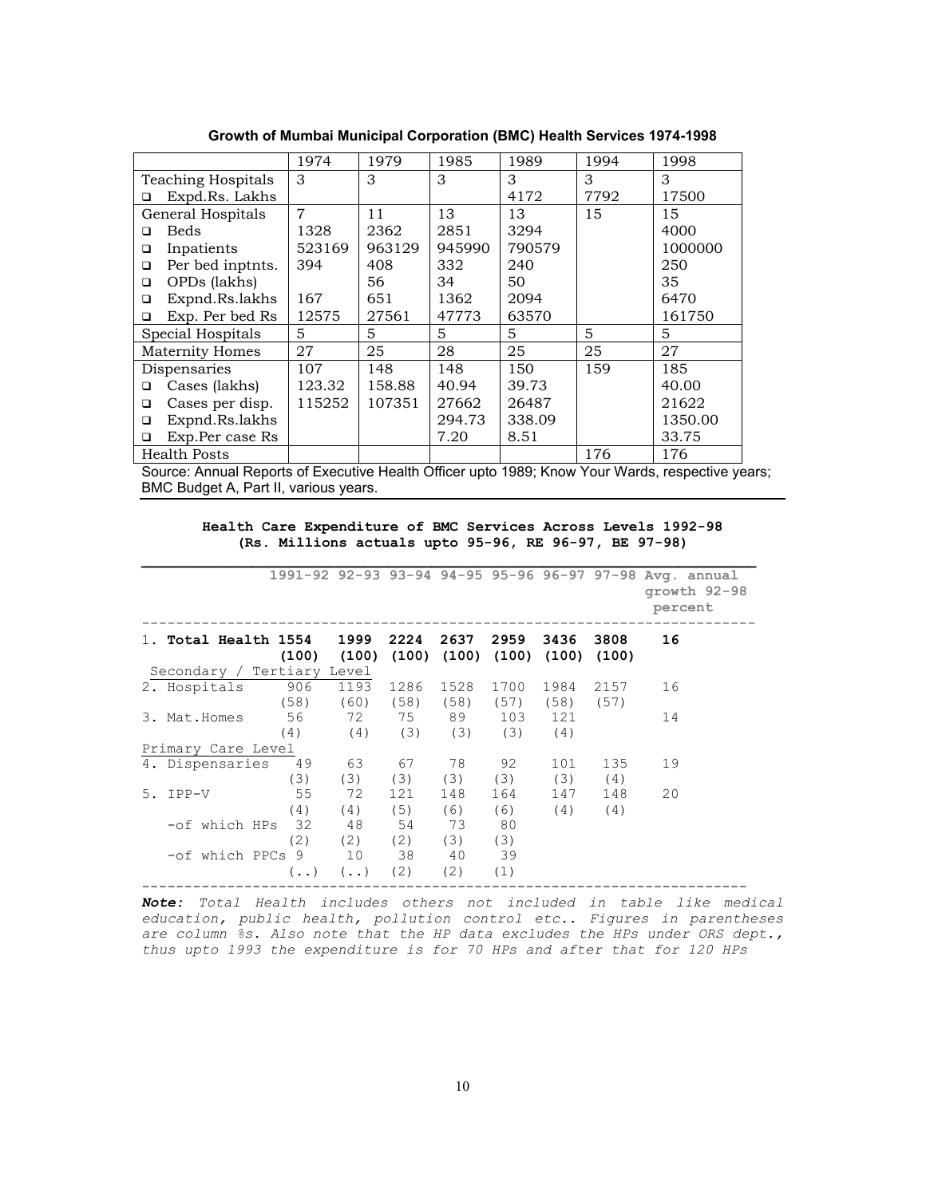**Growth of Mumbai Municipal Corporation (BMC) Health Services 1974-1998**

| | 1974 | 1979 | 1985 | 1989 | 1994 | 1998 |
|---|---|---|---|---|---|---|
| Teaching Hospitals | 3 | 3 | 3 | 3 | 3 | 3 |
| ❑ Expd.Rs. Lakhs | | | | 4172 | 7792 | 17500 |
| General Hospitals | 7 | 11 | 13 | 13 | 15 | 15 |
| ❑ Beds | 1328 | 2362 | 2851 | 3294 | | 4000 |
| ❑ Inpatients | 523169 | 963129 | 945990 | 790579 | | 1000000 |
| ❑ Per bed inptnts. | 394 | 408 | 332 | 240 | | 250 |
| ❑ OPDs (lakhs) | | 56 | 34 | 50 | | 35 |
| ❑ Expnd.Rs.lakhs | 167 | 651 | 1362 | 2094 | | 6470 |
| ❑ Exp. Per bed Rs | 12575 | 27561 | 47773 | 63570 | | 161750 |
| Special Hospitals | 5 | 5 | 5 | 5 | 5 | 5 |
| Maternity Homes | 27 | 25 | 28 | 25 | 25 | 27 |
| Dispensaries | 107 | 148 | 148 | 150 | 159 | 185 |
| ❑ Cases (lakhs) | 123.32 | 158.88 | 40.94 | 39.73 | | 40.00 |
| ❑ Cases per disp. | 115252 | 107351 | 27662 | 26487 | | 21622 |
| ❑ Expnd.Rs.lakhs | | | 294.73 | 338.09 | | 1350.00 |
| ❑ Exp.Per case Rs | | | 7.20 | 8.51 | | 33.75 |
| Health Posts | | | | | 176 | 176 |

Source: Annual Reports of Executive Health Officer upto 1989; Know Your Wards, respective years; BMC Budget A, Part II, various years.

**Health Care Expenditure of BMC Services Across Levels 1992-98**
**(Rs. Millions actuals upto 95-96, RE 96-97, BE 97-98)**

| | 1991-92 | 92-93 | 93-94 | 94-95 | 95-96 | 96-97 | 97-98 | Avg. annual growth 92-98 percent |
|---|---|---|---|---|---|---|---|---|
| 1. **Total Health** | **1554 (100)** | **1999 (100)** | **2224 (100)** | **2637 (100)** | **2959 (100)** | **3436 (100)** | **3808 (100)** | **16** |
| Secondary / Tertiary Level | | | | | | | | |
| 2. Hospitals | 906 (58) | 1193 (60) | 1286 (58) | 1528 (58) | 1700 (57) | 1984 (58) | 2157 (57) | 16 |
| 3. Mat.Homes | 56 (4) | 72 (4) | 75 (3) | 89 (3) | 103 (3) | 121 (4) | | 14 |
| Primary Care Level | | | | | | | | |
| 4. Dispensaries | 49 (3) | 63 (3) | 67 (3) | 78 (3) | 92 (3) | 101 (3) | 135 (4) | 19 |
| 5. IPP-V | 55 (4) | 72 (4) | 121 (5) | 148 (6) | 164 (6) | 147 (4) | 148 (4) | 20 |
| -of which HPs | 32 (2) | 48 (2) | 54 (2) | 73 (3) | 80 (3) | | | |
| -of which PPCs | 9 (..) | 10 (..) | 38 (2) | 40 (2) | 39 (1) | | | |

***Note:*** *Total Health includes others not included in table like medical education, public health, pollution control etc.. Figures in parentheses are column %s. Also note that the HP data excludes the HPs under ORS dept., thus upto 1993 the expenditure is for 70 HPs and after that for 120 HPs*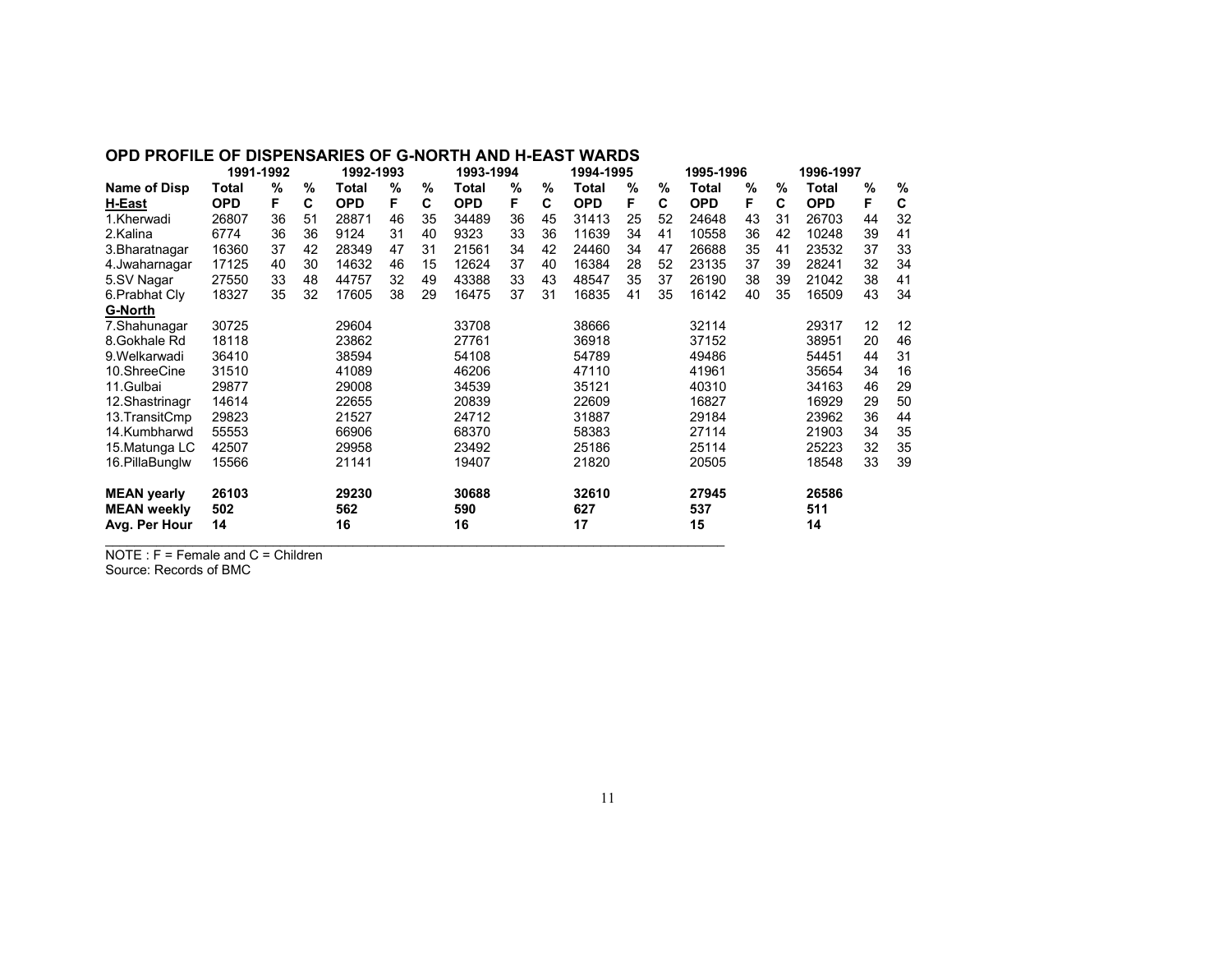## OPD PROFILE OF DISPENSARIES OF G-NORTH AND H-EAST WARDS

| | 1991-1992 | | | 1992-1993 | | | 1993-1994 | | | 1994-1995 | | | 1995-1996 | | | 1996-1997 | | |
|---|---|---|---|---|---|---|---|---|---|---|---|---|---|---|---|---|---|---|
| **Name of Disp** | **Total** | **%** | **%** | **Total** | **%** | **%** | **Total** | **%** | **%** | **Total** | **%** | **%** | **Total** | **%** | **%** | **Total** | **%** | **%** |
| **H-East** | **OPD** | **F** | **C** | **OPD** | **F** | **C** | **OPD** | **F** | **C** | **OPD** | **F** | **C** | **OPD** | **F** | **C** | **OPD** | **F** | **C** |
| 1.Kherwadi | 26807 | 36 | 51 | 28871 | 46 | 35 | 34489 | 36 | 45 | 31413 | 25 | 52 | 24648 | 43 | 31 | 26703 | 44 | 32 |
| 2.Kalina | 6774 | 36 | 36 | 9124 | 31 | 40 | 9323 | 33 | 36 | 11639 | 34 | 41 | 10558 | 36 | 42 | 10248 | 39 | 41 |
| 3.Bharatnagar | 16360 | 37 | 42 | 28349 | 47 | 31 | 21561 | 34 | 42 | 24460 | 34 | 47 | 26688 | 35 | 41 | 23532 | 37 | 33 |
| 4.Jwaharnagar | 17125 | 40 | 30 | 14632 | 46 | 15 | 12624 | 37 | 40 | 16384 | 28 | 52 | 23135 | 37 | 39 | 28241 | 32 | 34 |
| 5.SV Nagar | 27550 | 33 | 48 | 44757 | 32 | 49 | 43388 | 33 | 43 | 48547 | 35 | 37 | 26190 | 38 | 39 | 21042 | 38 | 41 |
| 6.Prabhat Cly | 18327 | 35 | 32 | 17605 | 38 | 29 | 16475 | 37 | 31 | 16835 | 41 | 35 | 16142 | 40 | 35 | 16509 | 43 | 34 |
| **G-North** | | | | | | | | | | | | | | | | | | |
| 7.Shahunagar | 30725 | | | 29604 | | | 33708 | | | 38666 | | | 32114 | | | 29317 | 12 | 12 |
| 8.Gokhale Rd | 18118 | | | 23862 | | | 27761 | | | 36918 | | | 37152 | | | 38951 | 20 | 46 |
| 9.Welkarwadi | 36410 | | | 38594 | | | 54108 | | | 54789 | | | 49486 | | | 54451 | 44 | 31 |
| 10.ShreeCine | 31510 | | | 41089 | | | 46206 | | | 47110 | | | 41961 | | | 35654 | 34 | 16 |
| 11.Gulbai | 29877 | | | 29008 | | | 34539 | | | 35121 | | | 40310 | | | 34163 | 46 | 29 |
| 12.Shastrinagr | 14614 | | | 22655 | | | 20839 | | | 22609 | | | 16827 | | | 16929 | 29 | 50 |
| 13.TransitCmp | 29823 | | | 21527 | | | 24712 | | | 31887 | | | 29184 | | | 23962 | 36 | 44 |
| 14.Kumbharwd | 55553 | | | 66906 | | | 68370 | | | 58383 | | | 27114 | | | 21903 | 34 | 35 |
| 15.Matunga LC | 42507 | | | 29958 | | | 23492 | | | 25186 | | | 25114 | | | 25223 | 32 | 35 |
| 16.PillaBunglw | 15566 | | | 21141 | | | 19407 | | | 21820 | | | 20505 | | | 18548 | 33 | 39 |
| **MEAN yearly** | **26103** | | | **29230** | | | **30688** | | | **32610** | | | **27945** | | | **26586** | | |
| **MEAN weekly** | **502** | | | **562** | | | **590** | | | **627** | | | **537** | | | **511** | | |
| **Avg. Per Hour** | **14** | | | **16** | | | **16** | | | **17** | | | **15** | | | **14** | | |

NOTE : F = Female and C = Children

Source: Records of BMC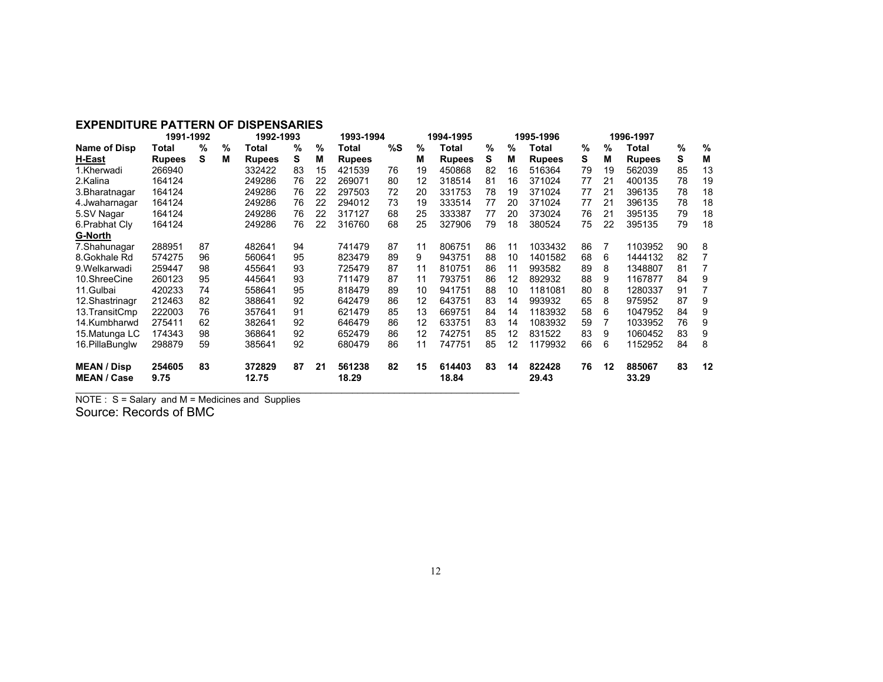## EXPENDITURE PATTERN OF DISPENSARIES

| | 1991-1992 | | | 1992-1993 | | | 1993-1994 | | | 1994-1995 | | | 1995-1996 | | | 1996-1997 | | |
|---|---|---|---|---|---|---|---|---|---|---|---|---|---|---|---|---|---|---|
| **Name of Disp** | **Total** | **%** | **%** | **Total** | **%** | **%** | **Total** | **%S** | **%** | **Total** | **%** | **%** | **Total** | **%** | **%** | **Total** | **%** | **%** |
| **H-East** | **Rupees** | **S** | **M** | **Rupees** | **S** | **M** | **Rupees** | | **M** | **Rupees** | **S** | **M** | **Rupees** | **S** | **M** | **Rupees** | **S** | **M** |
| 1.Kherwadi | 266940 | | | 332422 | 83 | 15 | 421539 | 76 | 19 | 450868 | 82 | 16 | 516364 | 79 | 19 | 562039 | 85 | 13 |
| 2.Kalina | 164124 | | | 249286 | 76 | 22 | 269071 | 80 | 12 | 318514 | 81 | 16 | 371024 | 77 | 21 | 400135 | 78 | 19 |
| 3.Bharatnagar | 164124 | | | 249286 | 76 | 22 | 297503 | 72 | 20 | 331753 | 78 | 19 | 371024 | 77 | 21 | 396135 | 78 | 18 |
| 4.Jwaharnagar | 164124 | | | 249286 | 76 | 22 | 294012 | 73 | 19 | 333514 | 77 | 20 | 371024 | 77 | 21 | 396135 | 78 | 18 |
| 5.SV Nagar | 164124 | | | 249286 | 76 | 22 | 317127 | 68 | 25 | 333387 | 77 | 20 | 373024 | 76 | 21 | 395135 | 79 | 18 |
| 6.Prabhat Cly | 164124 | | | 249286 | 76 | 22 | 316760 | 68 | 25 | 327906 | 79 | 18 | 380524 | 75 | 22 | 395135 | 79 | 18 |
| **G-North** | | | | | | | | | | | | | | | | | | |
| 7.Shahunagar | 288951 | 87 | | 482641 | 94 | | 741479 | 87 | 11 | 806751 | 86 | 11 | 1033432 | 86 | 7 | 1103952 | 90 | 8 |
| 8.Gokhale Rd | 574275 | 96 | | 560641 | 95 | | 823479 | 89 | 9 | 943751 | 88 | 10 | 1401582 | 68 | 6 | 1444132 | 82 | 7 |
| 9.Welkarwadi | 259447 | 98 | | 455641 | 93 | | 725479 | 87 | 11 | 810751 | 86 | 11 | 993582 | 89 | 8 | 1348807 | 81 | 7 |
| 10.ShreeCine | 260123 | 95 | | 445641 | 93 | | 711479 | 87 | 11 | 793751 | 86 | 12 | 892932 | 88 | 9 | 1167877 | 84 | 9 |
| 11.Gulbai | 420233 | 74 | | 558641 | 95 | | 818479 | 89 | 10 | 941751 | 88 | 10 | 1181081 | 80 | 8 | 1280337 | 91 | 7 |
| 12.Shastrinagr | 212463 | 82 | | 388641 | 92 | | 642479 | 86 | 12 | 643751 | 83 | 14 | 993932 | 65 | 8 | 975952 | 87 | 9 |
| 13.TransitCmp | 222003 | 76 | | 357641 | 91 | | 621479 | 85 | 13 | 669751 | 84 | 14 | 1183932 | 58 | 6 | 1047952 | 84 | 9 |
| 14.Kumbharwd | 275411 | 62 | | 382641 | 92 | | 646479 | 86 | 12 | 633751 | 83 | 14 | 1083932 | 59 | 7 | 1033952 | 76 | 9 |
| 15.Matunga LC | 174343 | 98 | | 368641 | 92 | | 652479 | 86 | 12 | 742751 | 85 | 12 | 831522 | 83 | 9 | 1060452 | 83 | 9 |
| 16.PillaBunglw | 298879 | 59 | | 385641 | 92 | | 680479 | 86 | 11 | 747751 | 85 | 12 | 1179932 | 66 | 6 | 1152952 | 84 | 8 |
| **MEAN / Disp** | **254605** | **83** | | **372829** | **87** | **21** | **561238** | **82** | **15** | **614403** | **83** | **14** | **822428** | **76** | **12** | **885067** | **83** | **12** |
| **MEAN / Case** | **9.75** | | | **12.75** | | | **18.29** | | | **18.84** | | | **29.43** | | | **33.29** | | |

NOTE : S = Salary and M = Medicines and Supplies

Source: Records of BMC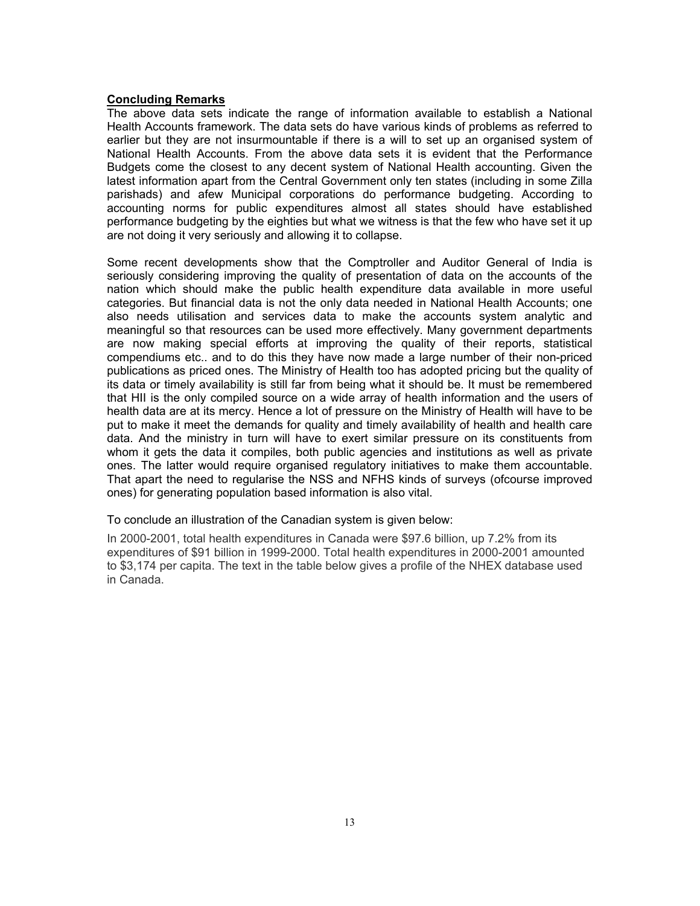**Concluding Remarks**

The above data sets indicate the range of information available to establish a National Health Accounts framework. The data sets do have various kinds of problems as referred to earlier but they are not insurmountable if there is a will to set up an organised system of National Health Accounts. From the above data sets it is evident that the Performance Budgets come the closest to any decent system of National Health accounting. Given the latest information apart from the Central Government only ten states (including in some Zilla parishads) and afew Municipal corporations do performance budgeting. According to accounting norms for public expenditures almost all states should have established performance budgeting by the eighties but what we witness is that the few who have set it up are not doing it very seriously and allowing it to collapse.

Some recent developments show that the Comptroller and Auditor General of India is seriously considering improving the quality of presentation of data on the accounts of the nation which should make the public health expenditure data available in more useful categories. But financial data is not the only data needed in National Health Accounts; one also needs utilisation and services data to make the accounts system analytic and meaningful so that resources can be used more effectively. Many government departments are now making special efforts at improving the quality of their reports, statistical compendiums etc.. and to do this they have now made a large number of their non-priced publications as priced ones. The Ministry of Health too has adopted pricing but the quality of its data or timely availability is still far from being what it should be. It must be remembered that HII is the only compiled source on a wide array of health information and the users of health data are at its mercy. Hence a lot of pressure on the Ministry of Health will have to be put to make it meet the demands for quality and timely availability of health and health care data. And the ministry in turn will have to exert similar pressure on its constituents from whom it gets the data it compiles, both public agencies and institutions as well as private ones. The latter would require organised regulatory initiatives to make them accountable. That apart the need to regularise the NSS and NFHS kinds of surveys (ofcourse improved ones) for generating population based information is also vital.

To conclude an illustration of the Canadian system is given below:

In 2000-2001, total health expenditures in Canada were $97.6 billion, up 7.2% from its expenditures of $91 billion in 1999-2000. Total health expenditures in 2000-2001 amounted to $3,174 per capita. The text in the table below gives a profile of the NHEX database used in Canada.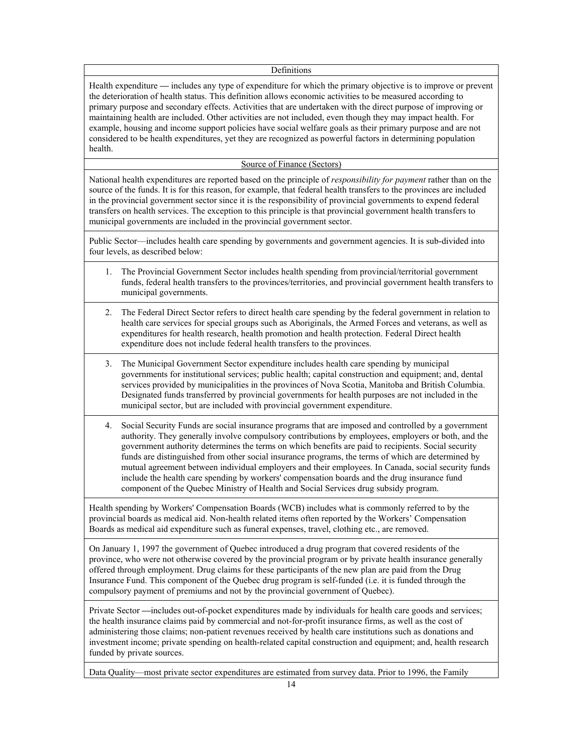## Definitions

Health expenditure — includes any type of expenditure for which the primary objective is to improve or prevent the deterioration of health status. This definition allows economic activities to be measured according to primary purpose and secondary effects. Activities that are undertaken with the direct purpose of improving or maintaining health are included. Other activities are not included, even though they may impact health. For example, housing and income support policies have social welfare goals as their primary purpose and are not considered to be health expenditures, yet they are recognized as powerful factors in determining population health.

## Source of Finance (Sectors)

National health expenditures are reported based on the principle of *responsibility for payment* rather than on the source of the funds. It is for this reason, for example, that federal health transfers to the provinces are included in the provincial government sector since it is the responsibility of provincial governments to expend federal transfers on health services. The exception to this principle is that provincial government health transfers to municipal governments are included in the provincial government sector.

Public Sector—includes health care spending by governments and government agencies. It is sub-divided into four levels, as described below:

1. The Provincial Government Sector includes health spending from provincial/territorial government funds, federal health transfers to the provinces/territories, and provincial government health transfers to municipal governments.
2. The Federal Direct Sector refers to direct health care spending by the federal government in relation to health care services for special groups such as Aboriginals, the Armed Forces and veterans, as well as expenditures for health research, health promotion and health protection. Federal Direct health expenditure does not include federal health transfers to the provinces.
3. The Municipal Government Sector expenditure includes health care spending by municipal governments for institutional services; public health; capital construction and equipment; and, dental services provided by municipalities in the provinces of Nova Scotia, Manitoba and British Columbia. Designated funds transferred by provincial governments for health purposes are not included in the municipal sector, but are included with provincial government expenditure.
4. Social Security Funds are social insurance programs that are imposed and controlled by a government authority. They generally involve compulsory contributions by employees, employers or both, and the government authority determines the terms on which benefits are paid to recipients. Social security funds are distinguished from other social insurance programs, the terms of which are determined by mutual agreement between individual employers and their employees. In Canada, social security funds include the health care spending by workers' compensation boards and the drug insurance fund component of the Quebec Ministry of Health and Social Services drug subsidy program.

Health spending by Workers' Compensation Boards (WCB) includes what is commonly referred to by the provincial boards as medical aid. Non-health related items often reported by the Workers' Compensation Boards as medical aid expenditure such as funeral expenses, travel, clothing etc., are removed.

On January 1, 1997 the government of Quebec introduced a drug program that covered residents of the province, who were not otherwise covered by the provincial program or by private health insurance generally offered through employment. Drug claims for these participants of the new plan are paid from the Drug Insurance Fund. This component of the Quebec drug program is self-funded (i.e. it is funded through the compulsory payment of premiums and not by the provincial government of Quebec).

Private Sector —includes out-of-pocket expenditures made by individuals for health care goods and services; the health insurance claims paid by commercial and not-for-profit insurance firms, as well as the cost of administering those claims; non-patient revenues received by health care institutions such as donations and investment income; private spending on health-related capital construction and equipment; and, health research funded by private sources.

Data Quality—most private sector expenditures are estimated from survey data. Prior to 1996, the Family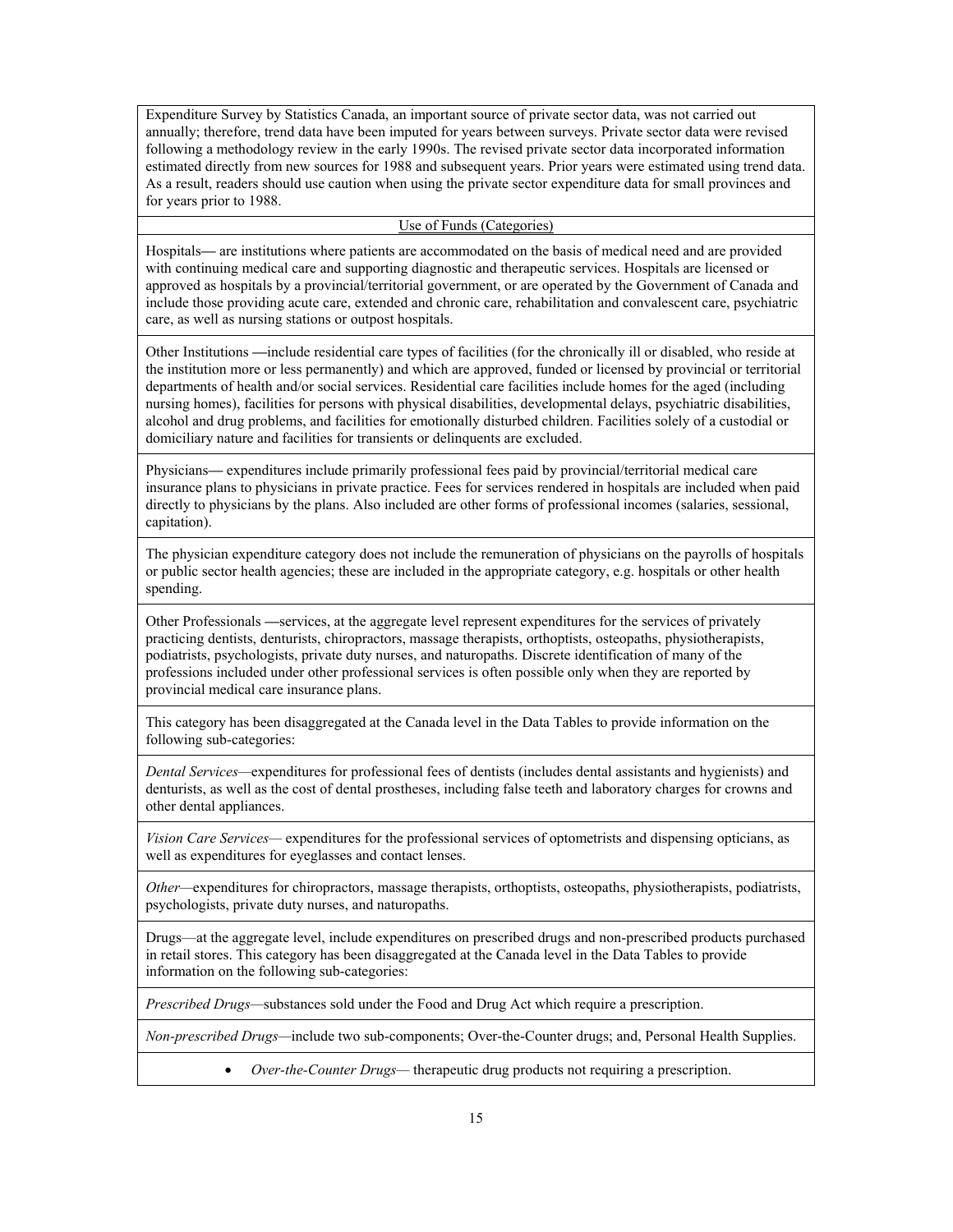Expenditure Survey by Statistics Canada, an important source of private sector data, was not carried out annually; therefore, trend data have been imputed for years between surveys. Private sector data were revised following a methodology review in the early 1990s. The revised private sector data incorporated information estimated directly from new sources for 1988 and subsequent years. Prior years were estimated using trend data. As a result, readers should use caution when using the private sector expenditure data for small provinces and for years prior to 1988.

## Use of Funds (Categories)

Hospitals— are institutions where patients are accommodated on the basis of medical need and are provided with continuing medical care and supporting diagnostic and therapeutic services. Hospitals are licensed or approved as hospitals by a provincial/territorial government, or are operated by the Government of Canada and include those providing acute care, extended and chronic care, rehabilitation and convalescent care, psychiatric care, as well as nursing stations or outpost hospitals.

Other Institutions —include residential care types of facilities (for the chronically ill or disabled, who reside at the institution more or less permanently) and which are approved, funded or licensed by provincial or territorial departments of health and/or social services. Residential care facilities include homes for the aged (including nursing homes), facilities for persons with physical disabilities, developmental delays, psychiatric disabilities, alcohol and drug problems, and facilities for emotionally disturbed children. Facilities solely of a custodial or domiciliary nature and facilities for transients or delinquents are excluded.

Physicians— expenditures include primarily professional fees paid by provincial/territorial medical care insurance plans to physicians in private practice. Fees for services rendered in hospitals are included when paid directly to physicians by the plans. Also included are other forms of professional incomes (salaries, sessional, capitation).

The physician expenditure category does not include the remuneration of physicians on the payrolls of hospitals or public sector health agencies; these are included in the appropriate category, e.g. hospitals or other health spending.

Other Professionals —services, at the aggregate level represent expenditures for the services of privately practicing dentists, denturists, chiropractors, massage therapists, orthoptists, osteopaths, physiotherapists, podiatrists, psychologists, private duty nurses, and naturopaths. Discrete identification of many of the professions included under other professional services is often possible only when they are reported by provincial medical care insurance plans.

This category has been disaggregated at the Canada level in the Data Tables to provide information on the following sub-categories:

*Dental Services*—expenditures for professional fees of dentists (includes dental assistants and hygienists) and denturists, as well as the cost of dental prostheses, including false teeth and laboratory charges for crowns and other dental appliances.

*Vision Care Services*— expenditures for the professional services of optometrists and dispensing opticians, as well as expenditures for eyeglasses and contact lenses.

*Other*—expenditures for chiropractors, massage therapists, orthoptists, osteopaths, physiotherapists, podiatrists, psychologists, private duty nurses, and naturopaths.

Drugs—at the aggregate level, include expenditures on prescribed drugs and non-prescribed products purchased in retail stores. This category has been disaggregated at the Canada level in the Data Tables to provide information on the following sub-categories:

*Prescribed Drugs*—substances sold under the Food and Drug Act which require a prescription.

*Non-prescribed Drugs*—include two sub-components; Over-the-Counter drugs; and, Personal Health Supplies.

- *Over-the-Counter Drugs*— therapeutic drug products not requiring a prescription.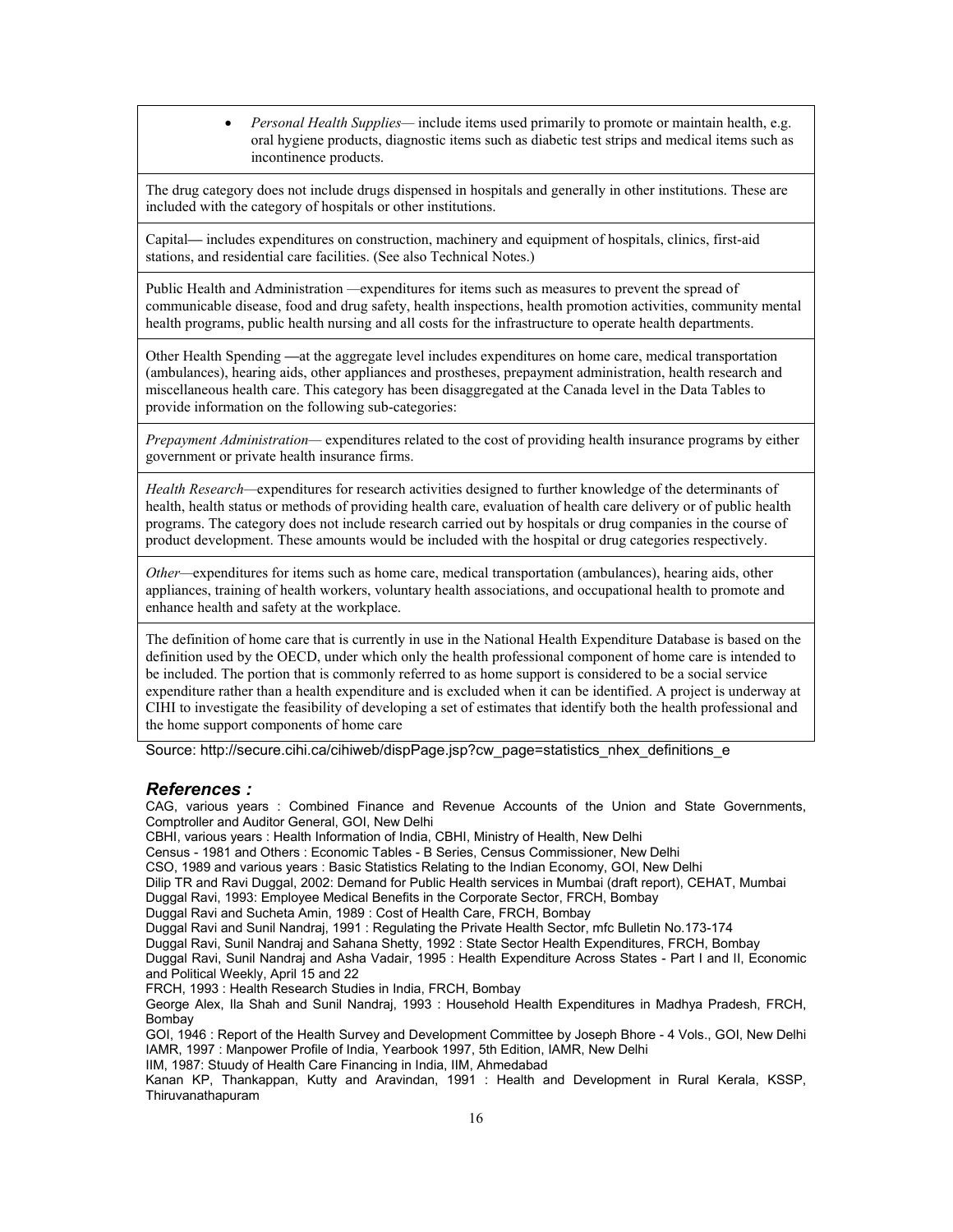- *Personal Health Supplies—* include items used primarily to promote or maintain health, e.g. oral hygiene products, diagnostic items such as diabetic test strips and medical items such as incontinence products.

The drug category does not include drugs dispensed in hospitals and generally in other institutions. These are included with the category of hospitals or other institutions.

Capital— includes expenditures on construction, machinery and equipment of hospitals, clinics, first-aid stations, and residential care facilities. (See also Technical Notes.)

Public Health and Administration —expenditures for items such as measures to prevent the spread of communicable disease, food and drug safety, health inspections, health promotion activities, community mental health programs, public health nursing and all costs for the infrastructure to operate health departments.

Other Health Spending —at the aggregate level includes expenditures on home care, medical transportation (ambulances), hearing aids, other appliances and prostheses, prepayment administration, health research and miscellaneous health care. This category has been disaggregated at the Canada level in the Data Tables to provide information on the following sub-categories:

*Prepayment Administration—* expenditures related to the cost of providing health insurance programs by either government or private health insurance firms.

*Health Research—*expenditures for research activities designed to further knowledge of the determinants of health, health status or methods of providing health care, evaluation of health care delivery or of public health programs. The category does not include research carried out by hospitals or drug companies in the course of product development. These amounts would be included with the hospital or drug categories respectively.

*Other—*expenditures for items such as home care, medical transportation (ambulances), hearing aids, other appliances, training of health workers, voluntary health associations, and occupational health to promote and enhance health and safety at the workplace.

The definition of home care that is currently in use in the National Health Expenditure Database is based on the definition used by the OECD, under which only the health professional component of home care is intended to be included. The portion that is commonly referred to as home support is considered to be a social service expenditure rather than a health expenditure and is excluded when it can be identified. A project is underway at CIHI to investigate the feasibility of developing a set of estimates that identify both the health professional and the home support components of home care

Source: http://secure.cihi.ca/cihiweb/dispPage.jsp?cw_page=statistics_nhex_definitions_e

## *References :*

CAG, various years : Combined Finance and Revenue Accounts of the Union and State Governments, Comptroller and Auditor General, GOI, New Delhi

CBHI, various years : Health Information of India, CBHI, Ministry of Health, New Delhi

Census - 1981 and Others : Economic Tables - B Series, Census Commissioner, New Delhi

CSO, 1989 and various years : Basic Statistics Relating to the Indian Economy, GOI, New Delhi

Dilip TR and Ravi Duggal, 2002: Demand for Public Health services in Mumbai (draft report), CEHAT, Mumbai

Duggal Ravi, 1993: Employee Medical Benefits in the Corporate Sector, FRCH, Bombay

Duggal Ravi and Sucheta Amin, 1989 : Cost of Health Care, FRCH, Bombay

Duggal Ravi and Sunil Nandraj, 1991 : Regulating the Private Health Sector, mfc Bulletin No.173-174

Duggal Ravi, Sunil Nandraj and Sahana Shetty, 1992 : State Sector Health Expenditures, FRCH, Bombay

Duggal Ravi, Sunil Nandraj and Asha Vadair, 1995 : Health Expenditure Across States - Part I and II, Economic and Political Weekly, April 15 and 22

FRCH, 1993 : Health Research Studies in India, FRCH, Bombay

George Alex, Ila Shah and Sunil Nandraj, 1993 : Household Health Expenditures in Madhya Pradesh, FRCH, Bombay

GOI, 1946 : Report of the Health Survey and Development Committee by Joseph Bhore - 4 Vols., GOI, New Delhi

IAMR, 1997 : Manpower Profile of India, Yearbook 1997, 5th Edition, IAMR, New Delhi

IIM, 1987: Stuudy of Health Care Financing in India, IIM, Ahmedabad

Kanan KP, Thankappan, Kutty and Aravindan, 1991 : Health and Development in Rural Kerala, KSSP, Thiruvanathapuram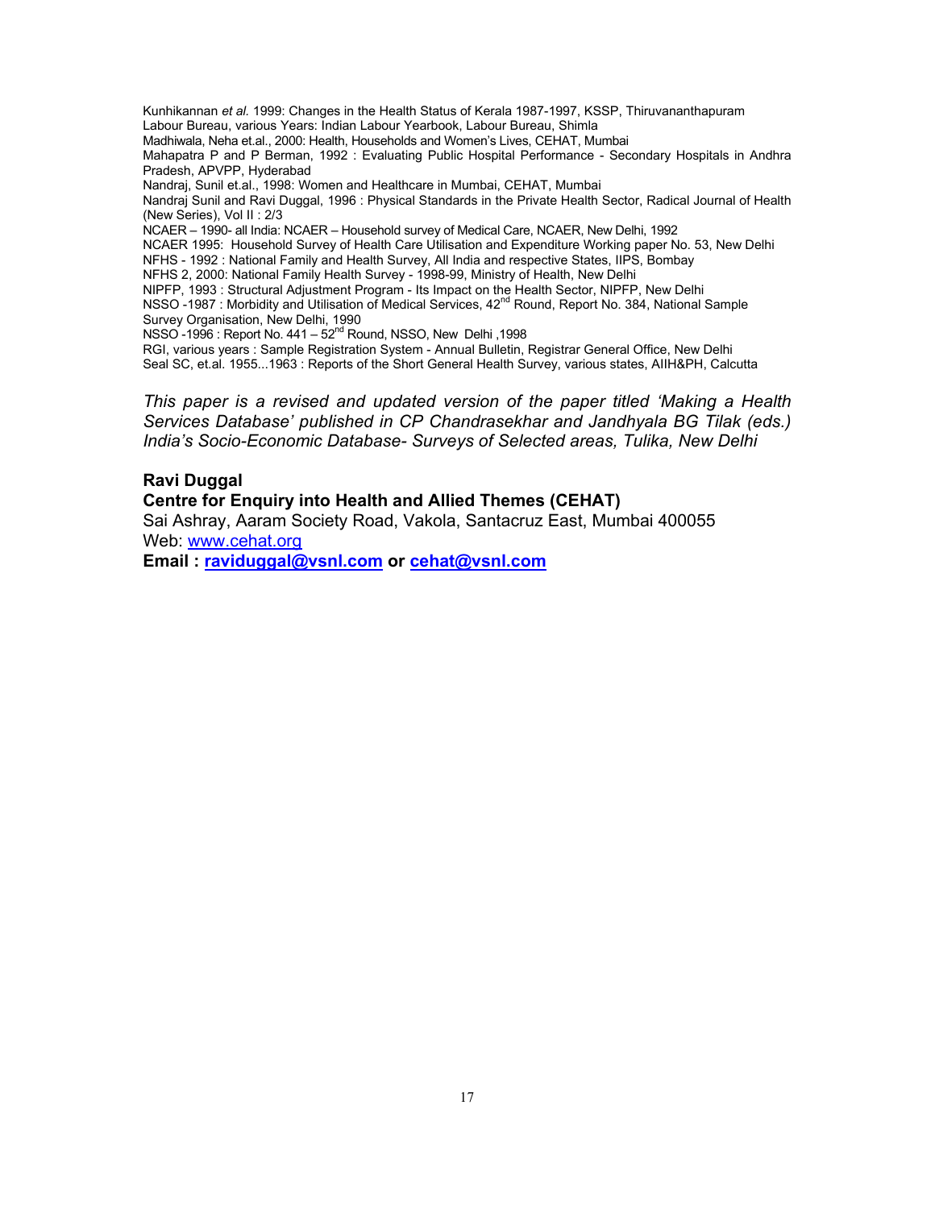Kunhikannan *et al.* 1999: Changes in the Health Status of Kerala 1987-1997, KSSP, Thiruvananthapuram

Labour Bureau, various Years: Indian Labour Yearbook, Labour Bureau, Shimla

Madhiwala, Neha et.al., 2000: Health, Households and Women's Lives, CEHAT, Mumbai

Mahapatra P and P Berman, 1992 : Evaluating Public Hospital Performance - Secondary Hospitals in Andhra Pradesh, APVPP, Hyderabad

Nandraj, Sunil et.al., 1998: Women and Healthcare in Mumbai, CEHAT, Mumbai

Nandraj Sunil and Ravi Duggal, 1996 : Physical Standards in the Private Health Sector, Radical Journal of Health (New Series), Vol II : 2/3

NCAER – 1990- all India: NCAER – Household survey of Medical Care, NCAER, New Delhi, 1992

NCAER 1995: Household Survey of Health Care Utilisation and Expenditure Working paper No. 53, New Delhi

NFHS - 1992 : National Family and Health Survey, All India and respective States, IIPS, Bombay

NFHS 2, 2000: National Family Health Survey - 1998-99, Ministry of Health, New Delhi

NIPFP, 1993 : Structural Adjustment Program - Its Impact on the Health Sector, NIPFP, New Delhi

NSSO -1987 : Morbidity and Utilisation of Medical Services, 42nd Round, Report No. 384, National Sample Survey Organisation, New Delhi, 1990

NSSO -1996 : Report No. 441 – 52nd Round, NSSO, New Delhi ,1998

RGI, various years : Sample Registration System - Annual Bulletin, Registrar General Office, New Delhi

Seal SC, et.al. 1955...1963 : Reports of the Short General Health Survey, various states, AIIH&PH, Calcutta

*This paper is a revised and updated version of the paper titled 'Making a Health Services Database' published in CP Chandrasekhar and Jandhyala BG Tilak (eds.) India's Socio-Economic Database- Surveys of Selected areas, Tulika, New Delhi*

**Ravi Duggal**
**Centre for Enquiry into Health and Allied Themes (CEHAT)**
Sai Ashray, Aaram Society Road, Vakola, Santacruz East, Mumbai 400055
Web: www.cehat.org
**Email : raviduggal@vsnl.com or cehat@vsnl.com**